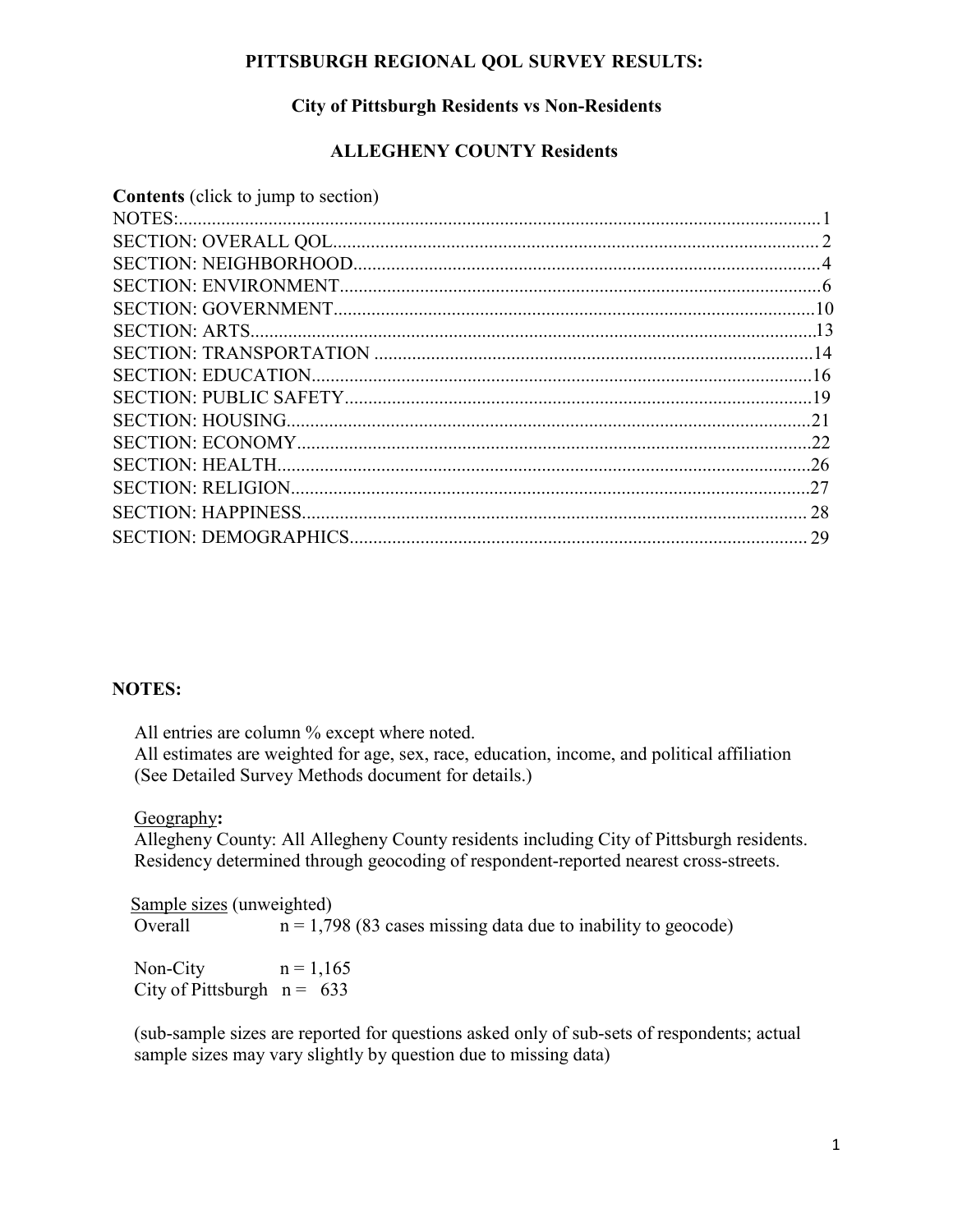# PITTSBURGH REGIONAL QOL SURVEY RESULTS:

## City of Pittsburgh Residents vs Non-Residents

## ALLEGHENY COUNTY Residents

**Contents** (click to jump to section)

NOTES: 1
SECTION: OVERALL QOL 2
SECTION: NEIGHBORHOOD 4
SECTION: ENVIRONMENT 6
SECTION: GOVERNMENT 10
SECTION: ARTS 13
SECTION: TRANSPORTATION 14
SECTION: EDUCATION 16
SECTION: PUBLIC SAFETY 19
SECTION: HOUSING 21
SECTION: ECONOMY 22
SECTION: HEALTH 26
SECTION: RELIGION 27
SECTION: HAPPINESS 28
SECTION: DEMOGRAPHICS 29

## NOTES:

All entries are column % except where noted.
All estimates are weighted for age, sex, race, education, income, and political affiliation (See Detailed Survey Methods document for details.)

Geography**:**
Allegheny County: All Allegheny County residents including City of Pittsburgh residents. Residency determined through geocoding of respondent-reported nearest cross-streets.

Sample sizes (unweighted)

Overall n = 1,798 (83 cases missing data due to inability to geocode)

Non-City n = 1,165
City of Pittsburgh n = 633

(sub-sample sizes are reported for questions asked only of sub-sets of respondents; actual sample sizes may vary slightly by question due to missing data)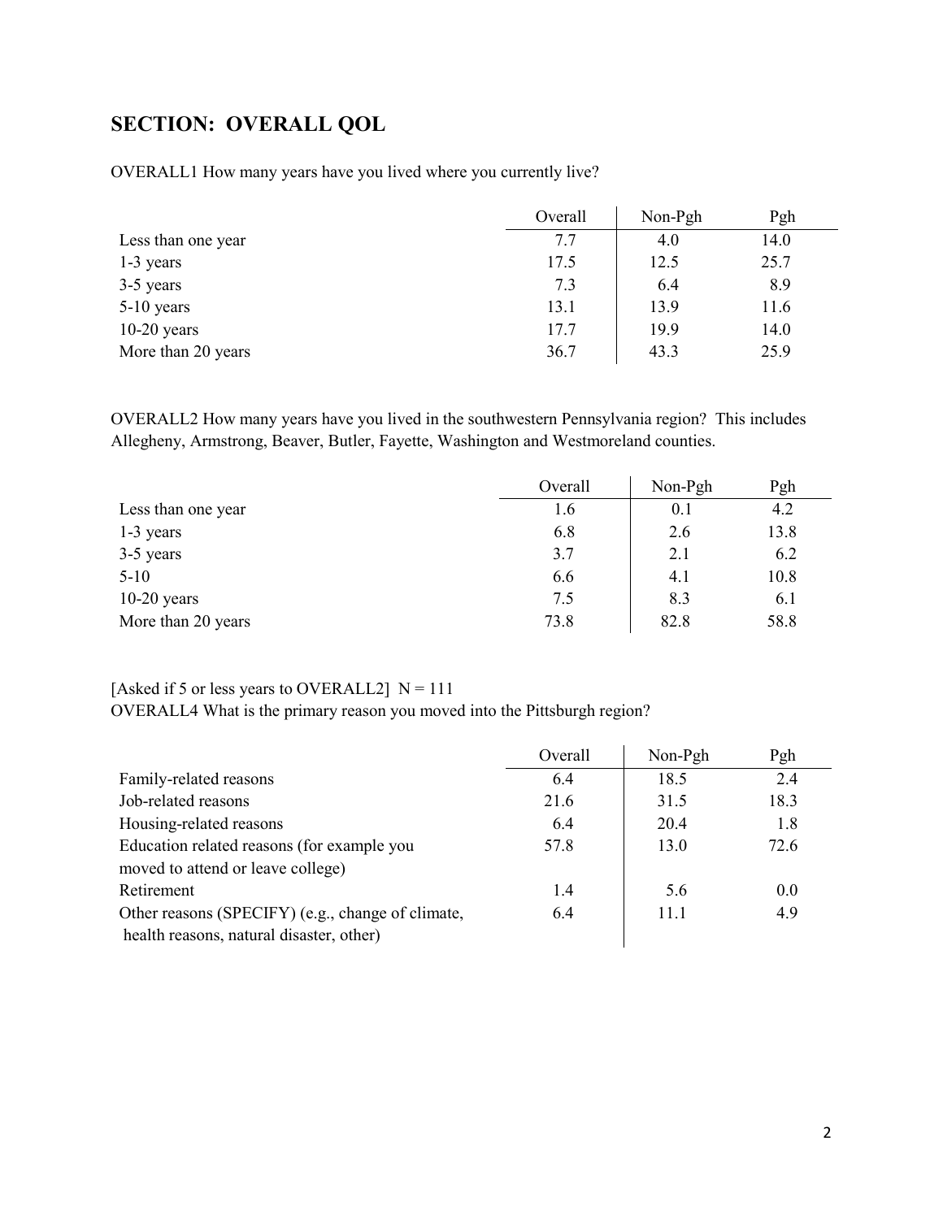## SECTION: OVERALL QOL

OVERALL1 How many years have you lived where you currently live?

| | Overall | Non-Pgh | Pgh |
|---|---|---|---|
| Less than one year | 7.7 | 4.0 | 14.0 |
| 1-3 years | 17.5 | 12.5 | 25.7 |
| 3-5 years | 7.3 | 6.4 | 8.9 |
| 5-10 years | 13.1 | 13.9 | 11.6 |
| 10-20 years | 17.7 | 19.9 | 14.0 |
| More than 20 years | 36.7 | 43.3 | 25.9 |

OVERALL2 How many years have you lived in the southwestern Pennsylvania region? This includes Allegheny, Armstrong, Beaver, Butler, Fayette, Washington and Westmoreland counties.

| | Overall | Non-Pgh | Pgh |
|---|---|---|---|
| Less than one year | 1.6 | 0.1 | 4.2 |
| 1-3 years | 6.8 | 2.6 | 13.8 |
| 3-5 years | 3.7 | 2.1 | 6.2 |
| 5-10 | 6.6 | 4.1 | 10.8 |
| 10-20 years | 7.5 | 8.3 | 6.1 |
| More than 20 years | 73.8 | 82.8 | 58.8 |

[Asked if 5 or less years to OVERALL2] N = 111

OVERALL4 What is the primary reason you moved into the Pittsburgh region?

| | Overall | Non-Pgh | Pgh |
|---|---|---|---|
| Family-related reasons | 6.4 | 18.5 | 2.4 |
| Job-related reasons | 21.6 | 31.5 | 18.3 |
| Housing-related reasons | 6.4 | 20.4 | 1.8 |
| Education related reasons (for example you moved to attend or leave college) | 57.8 | 13.0 | 72.6 |
| Retirement | 1.4 | 5.6 | 0.0 |
| Other reasons (SPECIFY) (e.g., change of climate, health reasons, natural disaster, other) | 6.4 | 11.1 | 4.9 |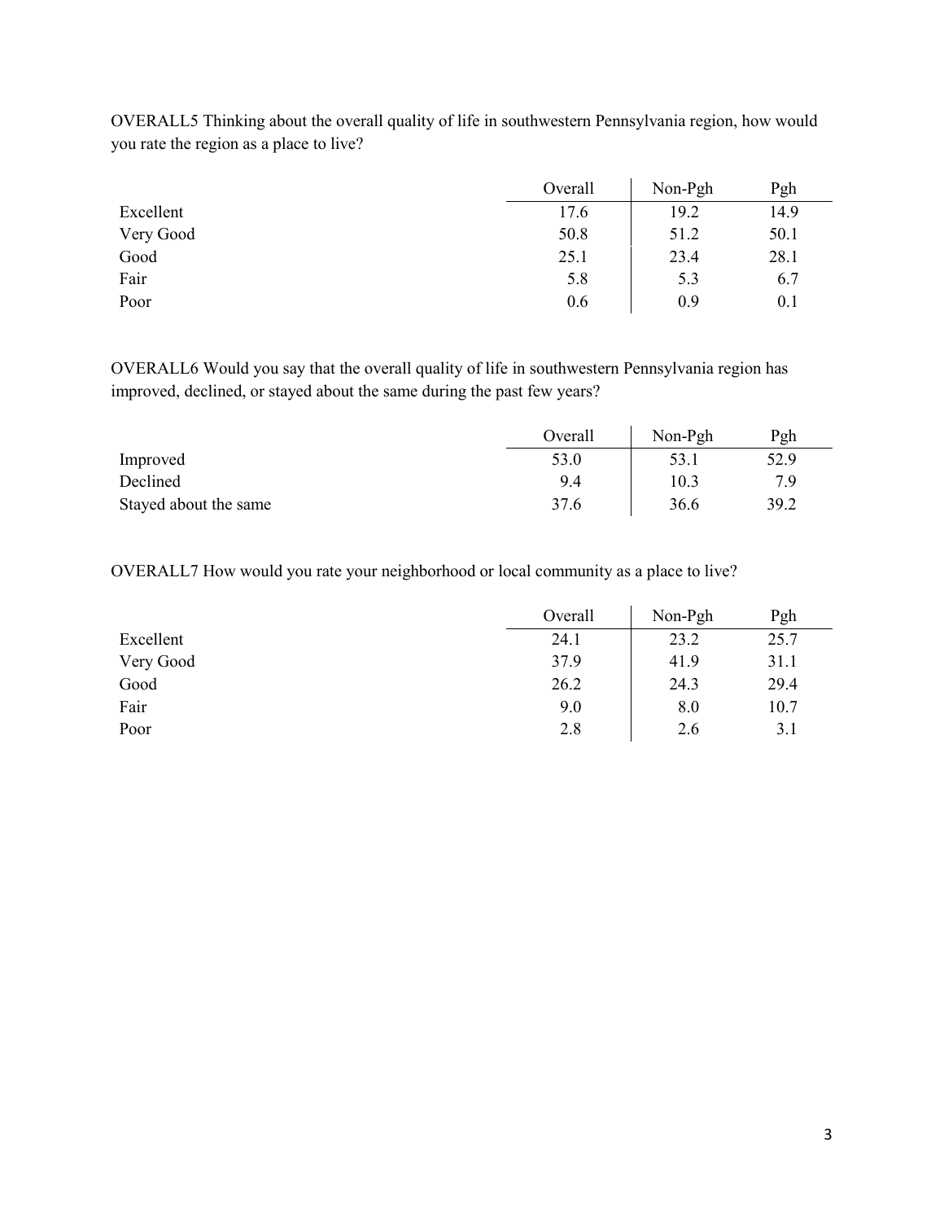OVERALL5 Thinking about the overall quality of life in southwestern Pennsylvania region, how would you rate the region as a place to live?

| | Overall | Non-Pgh | Pgh |
|---|---|---|---|
| Excellent | 17.6 | 19.2 | 14.9 |
| Very Good | 50.8 | 51.2 | 50.1 |
| Good | 25.1 | 23.4 | 28.1 |
| Fair | 5.8 | 5.3 | 6.7 |
| Poor | 0.6 | 0.9 | 0.1 |

OVERALL6 Would you say that the overall quality of life in southwestern Pennsylvania region has improved, declined, or stayed about the same during the past few years?

| | Overall | Non-Pgh | Pgh |
|---|---|---|---|
| Improved | 53.0 | 53.1 | 52.9 |
| Declined | 9.4 | 10.3 | 7.9 |
| Stayed about the same | 37.6 | 36.6 | 39.2 |

OVERALL7 How would you rate your neighborhood or local community as a place to live?

| | Overall | Non-Pgh | Pgh |
|---|---|---|---|
| Excellent | 24.1 | 23.2 | 25.7 |
| Very Good | 37.9 | 41.9 | 31.1 |
| Good | 26.2 | 24.3 | 29.4 |
| Fair | 9.0 | 8.0 | 10.7 |
| Poor | 2.8 | 2.6 | 3.1 |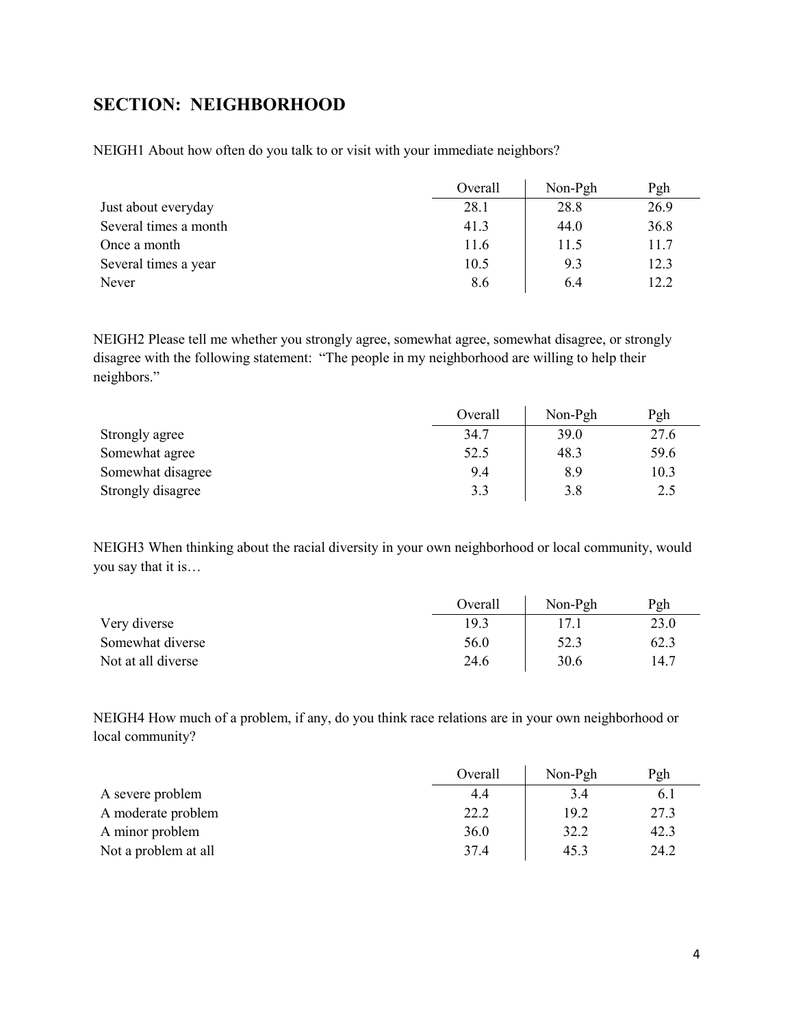## SECTION: NEIGHBORHOOD

NEIGH1 About how often do you talk to or visit with your immediate neighbors?

| | Overall | Non-Pgh | Pgh |
|---|---|---|---|
| Just about everyday | 28.1 | 28.8 | 26.9 |
| Several times a month | 41.3 | 44.0 | 36.8 |
| Once a month | 11.6 | 11.5 | 11.7 |
| Several times a year | 10.5 | 9.3 | 12.3 |
| Never | 8.6 | 6.4 | 12.2 |

NEIGH2 Please tell me whether you strongly agree, somewhat agree, somewhat disagree, or strongly disagree with the following statement: "The people in my neighborhood are willing to help their neighbors."

| | Overall | Non-Pgh | Pgh |
|---|---|---|---|
| Strongly agree | 34.7 | 39.0 | 27.6 |
| Somewhat agree | 52.5 | 48.3 | 59.6 |
| Somewhat disagree | 9.4 | 8.9 | 10.3 |
| Strongly disagree | 3.3 | 3.8 | 2.5 |

NEIGH3 When thinking about the racial diversity in your own neighborhood or local community, would you say that it is…

| | Overall | Non-Pgh | Pgh |
|---|---|---|---|
| Very diverse | 19.3 | 17.1 | 23.0 |
| Somewhat diverse | 56.0 | 52.3 | 62.3 |
| Not at all diverse | 24.6 | 30.6 | 14.7 |

NEIGH4 How much of a problem, if any, do you think race relations are in your own neighborhood or local community?

| | Overall | Non-Pgh | Pgh |
|---|---|---|---|
| A severe problem | 4.4 | 3.4 | 6.1 |
| A moderate problem | 22.2 | 19.2 | 27.3 |
| A minor problem | 36.0 | 32.2 | 42.3 |
| Not a problem at all | 37.4 | 45.3 | 24.2 |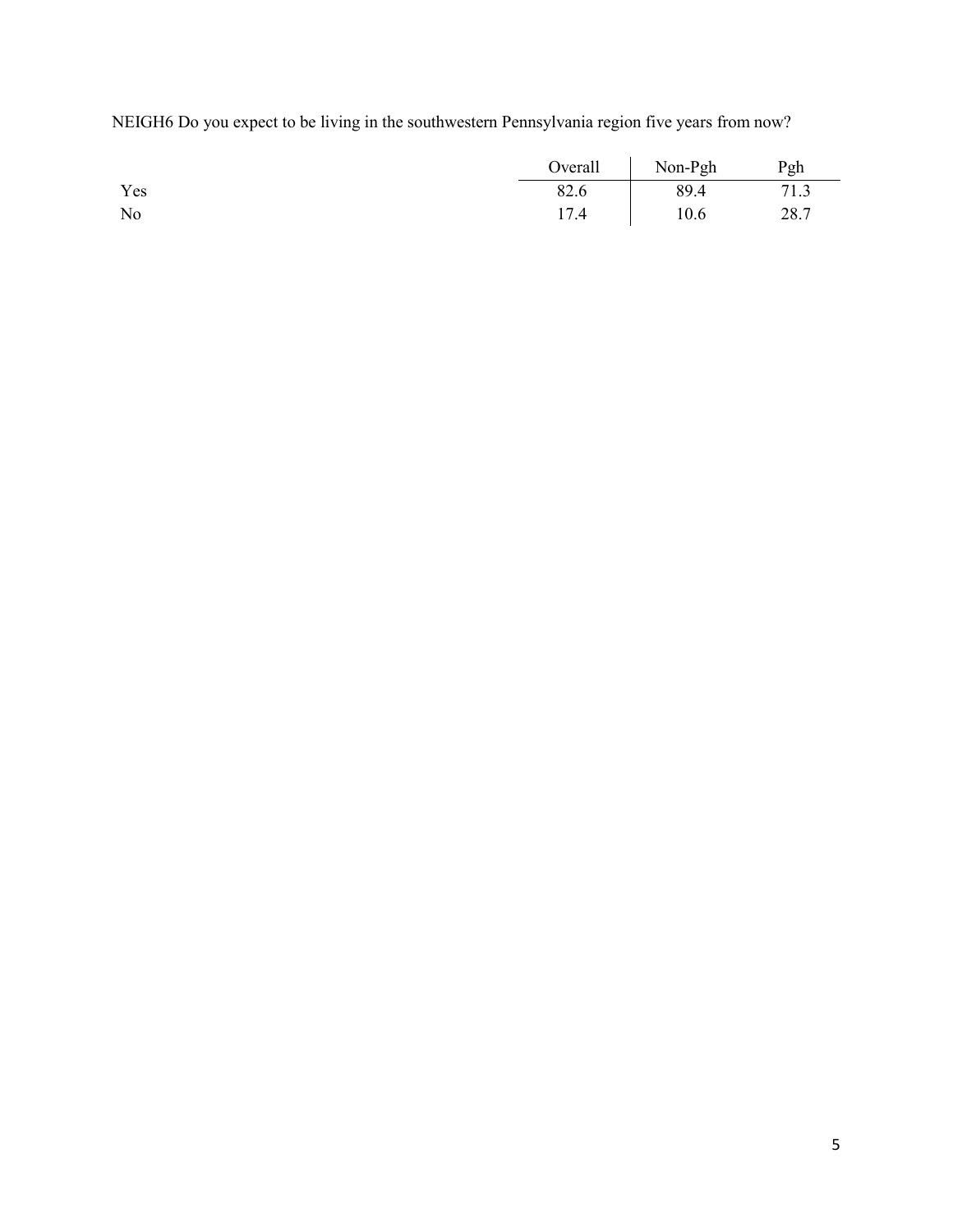NEIGH6 Do you expect to be living in the southwestern Pennsylvania region five years from now?

| | Overall | Non-Pgh | Pgh |
|---|---|---|---|
| Yes | 82.6 | 89.4 | 71.3 |
| No | 17.4 | 10.6 | 28.7 |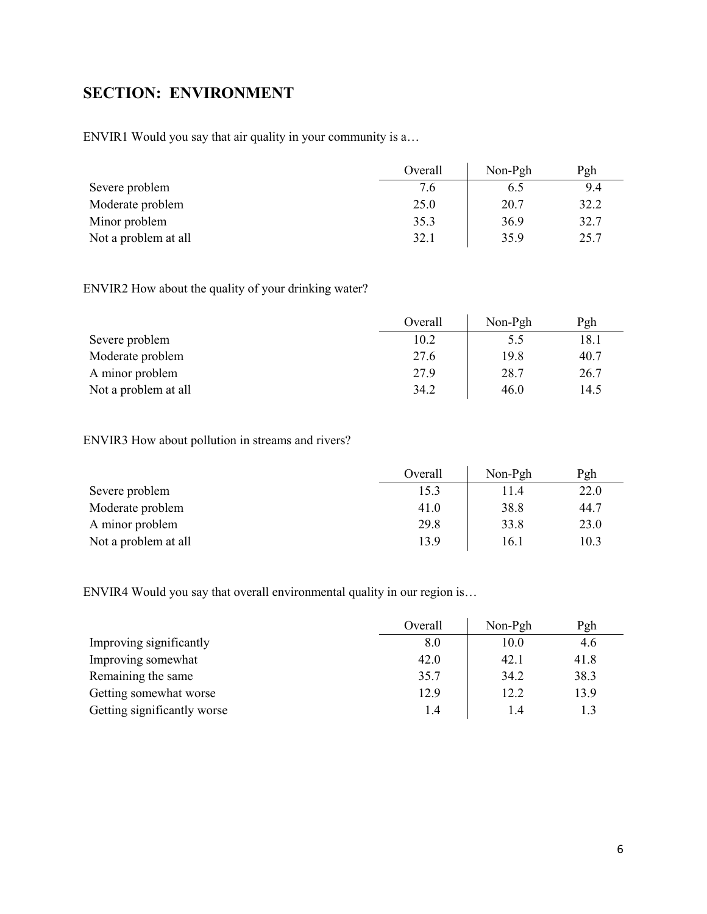## SECTION: ENVIRONMENT

ENVIR1 Would you say that air quality in your community is a…

| | Overall | Non-Pgh | Pgh |
|---|---|---|---|
| Severe problem | 7.6 | 6.5 | 9.4 |
| Moderate problem | 25.0 | 20.7 | 32.2 |
| Minor problem | 35.3 | 36.9 | 32.7 |
| Not a problem at all | 32.1 | 35.9 | 25.7 |

ENVIR2 How about the quality of your drinking water?

| | Overall | Non-Pgh | Pgh |
|---|---|---|---|
| Severe problem | 10.2 | 5.5 | 18.1 |
| Moderate problem | 27.6 | 19.8 | 40.7 |
| A minor problem | 27.9 | 28.7 | 26.7 |
| Not a problem at all | 34.2 | 46.0 | 14.5 |

ENVIR3 How about pollution in streams and rivers?

| | Overall | Non-Pgh | Pgh |
|---|---|---|---|
| Severe problem | 15.3 | 11.4 | 22.0 |
| Moderate problem | 41.0 | 38.8 | 44.7 |
| A minor problem | 29.8 | 33.8 | 23.0 |
| Not a problem at all | 13.9 | 16.1 | 10.3 |

ENVIR4 Would you say that overall environmental quality in our region is…

| | Overall | Non-Pgh | Pgh |
|---|---|---|---|
| Improving significantly | 8.0 | 10.0 | 4.6 |
| Improving somewhat | 42.0 | 42.1 | 41.8 |
| Remaining the same | 35.7 | 34.2 | 38.3 |
| Getting somewhat worse | 12.9 | 12.2 | 13.9 |
| Getting significantly worse | 1.4 | 1.4 | 1.3 |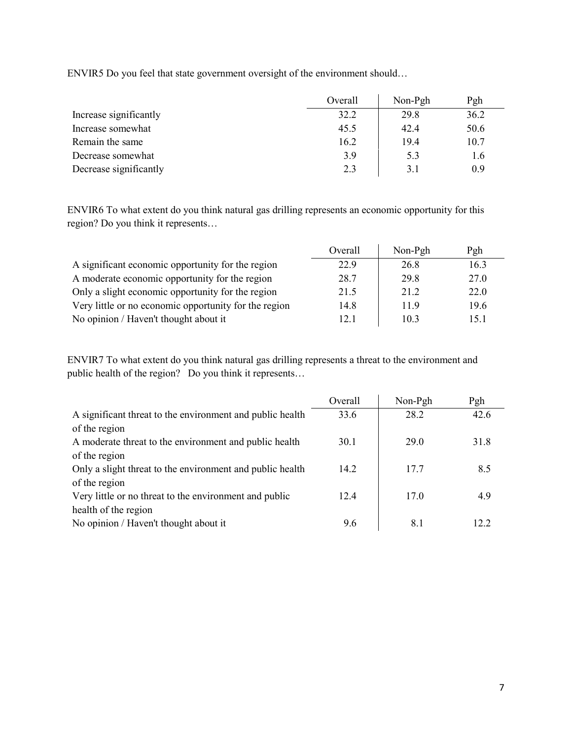ENVIR5 Do you feel that state government oversight of the environment should…

| | Overall | Non-Pgh | Pgh |
|---|---|---|---|
| Increase significantly | 32.2 | 29.8 | 36.2 |
| Increase somewhat | 45.5 | 42.4 | 50.6 |
| Remain the same | 16.2 | 19.4 | 10.7 |
| Decrease somewhat | 3.9 | 5.3 | 1.6 |
| Decrease significantly | 2.3 | 3.1 | 0.9 |

ENVIR6 To what extent do you think natural gas drilling represents an economic opportunity for this region? Do you think it represents…

| | Overall | Non-Pgh | Pgh |
|---|---|---|---|
| A significant economic opportunity for the region | 22.9 | 26.8 | 16.3 |
| A moderate economic opportunity for the region | 28.7 | 29.8 | 27.0 |
| Only a slight economic opportunity for the region | 21.5 | 21.2 | 22.0 |
| Very little or no economic opportunity for the region | 14.8 | 11.9 | 19.6 |
| No opinion / Haven't thought about it | 12.1 | 10.3 | 15.1 |

ENVIR7 To what extent do you think natural gas drilling represents a threat to the environment and public health of the region? Do you think it represents…

| | Overall | Non-Pgh | Pgh |
|---|---|---|---|
| A significant threat to the environment and public health of the region | 33.6 | 28.2 | 42.6 |
| A moderate threat to the environment and public health of the region | 30.1 | 29.0 | 31.8 |
| Only a slight threat to the environment and public health of the region | 14.2 | 17.7 | 8.5 |
| Very little or no threat to the environment and public health of the region | 12.4 | 17.0 | 4.9 |
| No opinion / Haven't thought about it | 9.6 | 8.1 | 12.2 |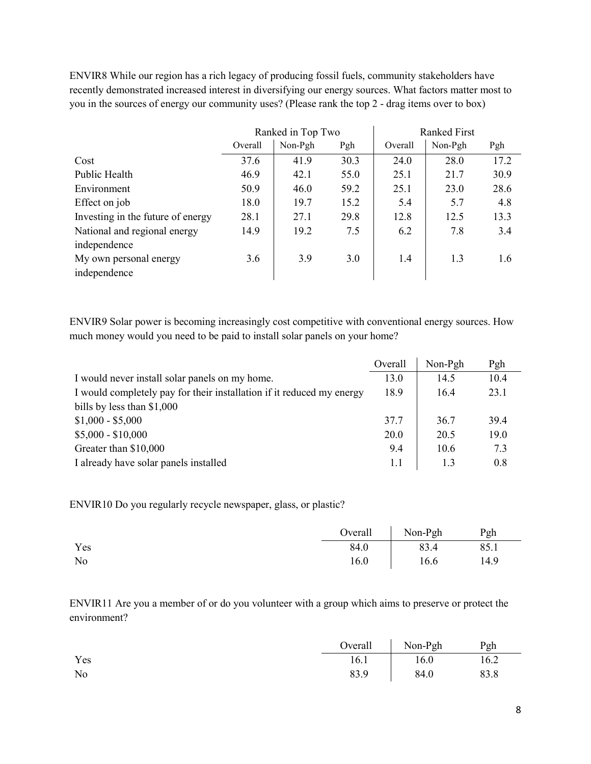ENVIR8 While our region has a rich legacy of producing fossil fuels, community stakeholders have recently demonstrated increased interest in diversifying our energy sources. What factors matter most to you in the sources of energy our community uses? (Please rank the top 2 - drag items over to box)

| | Ranked in Top Two | | | Ranked First | | |
|---|---|---|---|---|---|---|
| | Overall | Non-Pgh | Pgh | Overall | Non-Pgh | Pgh |
| Cost | 37.6 | 41.9 | 30.3 | 24.0 | 28.0 | 17.2 |
| Public Health | 46.9 | 42.1 | 55.0 | 25.1 | 21.7 | 30.9 |
| Environment | 50.9 | 46.0 | 59.2 | 25.1 | 23.0 | 28.6 |
| Effect on job | 18.0 | 19.7 | 15.2 | 5.4 | 5.7 | 4.8 |
| Investing in the future of energy | 28.1 | 27.1 | 29.8 | 12.8 | 12.5 | 13.3 |
| National and regional energy independence | 14.9 | 19.2 | 7.5 | 6.2 | 7.8 | 3.4 |
| My own personal energy independence | 3.6 | 3.9 | 3.0 | 1.4 | 1.3 | 1.6 |

ENVIR9 Solar power is becoming increasingly cost competitive with conventional energy sources. How much money would you need to be paid to install solar panels on your home?

| | Overall | Non-Pgh | Pgh |
|---|---|---|---|
| I would never install solar panels on my home. | 13.0 | 14.5 | 10.4 |
| I would completely pay for their installation if it reduced my energy bills by less than $1,000 | 18.9 | 16.4 | 23.1 |
| $1,000 - $5,000 | 37.7 | 36.7 | 39.4 |
| $5,000 - $10,000 | 20.0 | 20.5 | 19.0 |
| Greater than $10,000 | 9.4 | 10.6 | 7.3 |
| I already have solar panels installed | 1.1 | 1.3 | 0.8 |

ENVIR10 Do you regularly recycle newspaper, glass, or plastic?

| | Overall | Non-Pgh | Pgh |
|---|---|---|---|
| Yes | 84.0 | 83.4 | 85.1 |
| No | 16.0 | 16.6 | 14.9 |

ENVIR11 Are you a member of or do you volunteer with a group which aims to preserve or protect the environment?

| | Overall | Non-Pgh | Pgh |
|---|---|---|---|
| Yes | 16.1 | 16.0 | 16.2 |
| No | 83.9 | 84.0 | 83.8 |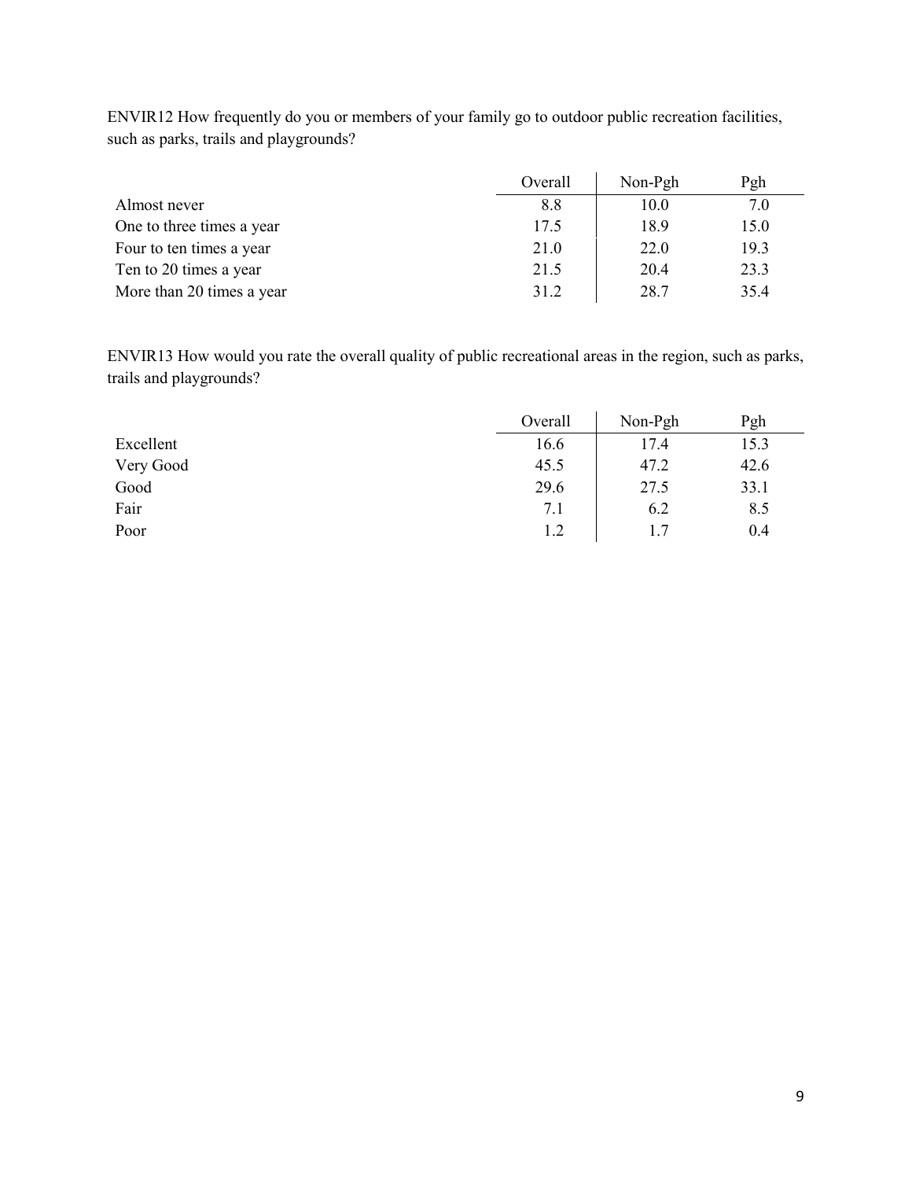ENVIR12 How frequently do you or members of your family go to outdoor public recreation facilities, such as parks, trails and playgrounds?

| | Overall | Non-Pgh | Pgh |
|---|---|---|---|
| Almost never | 8.8 | 10.0 | 7.0 |
| One to three times a year | 17.5 | 18.9 | 15.0 |
| Four to ten times a year | 21.0 | 22.0 | 19.3 |
| Ten to 20 times a year | 21.5 | 20.4 | 23.3 |
| More than 20 times a year | 31.2 | 28.7 | 35.4 |

ENVIR13 How would you rate the overall quality of public recreational areas in the region, such as parks, trails and playgrounds?

| | Overall | Non-Pgh | Pgh |
|---|---|---|---|
| Excellent | 16.6 | 17.4 | 15.3 |
| Very Good | 45.5 | 47.2 | 42.6 |
| Good | 29.6 | 27.5 | 33.1 |
| Fair | 7.1 | 6.2 | 8.5 |
| Poor | 1.2 | 1.7 | 0.4 |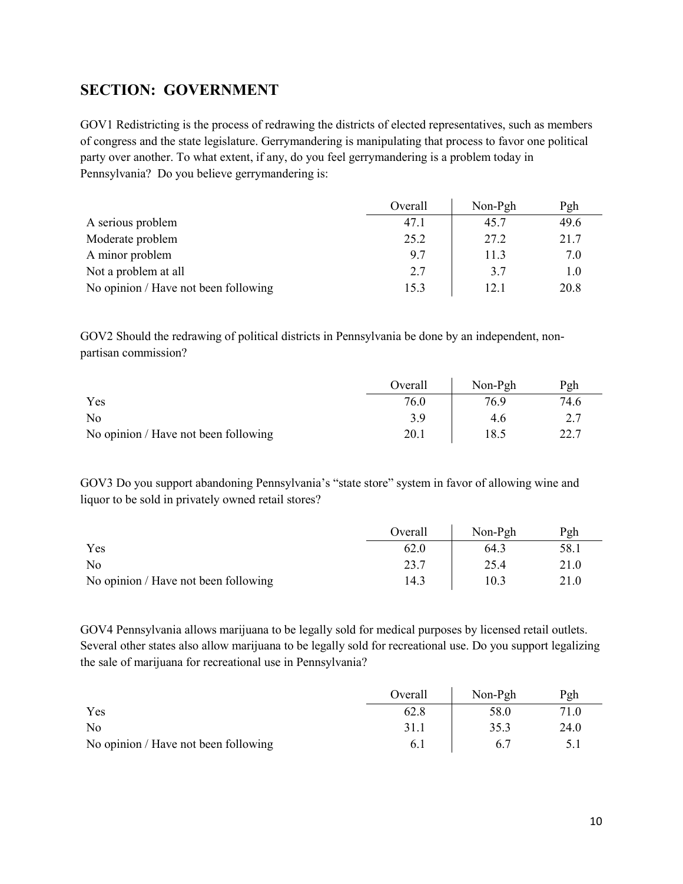## SECTION: GOVERNMENT

GOV1 Redistricting is the process of redrawing the districts of elected representatives, such as members of congress and the state legislature. Gerrymandering is manipulating that process to favor one political party over another. To what extent, if any, do you feel gerrymandering is a problem today in Pennsylvania? Do you believe gerrymandering is:

| | Overall | Non-Pgh | Pgh |
|---|---|---|---|
| A serious problem | 47.1 | 45.7 | 49.6 |
| Moderate problem | 25.2 | 27.2 | 21.7 |
| A minor problem | 9.7 | 11.3 | 7.0 |
| Not a problem at all | 2.7 | 3.7 | 1.0 |
| No opinion / Have not been following | 15.3 | 12.1 | 20.8 |

GOV2 Should the redrawing of political districts in Pennsylvania be done by an independent, non-partisan commission?

| | Overall | Non-Pgh | Pgh |
|---|---|---|---|
| Yes | 76.0 | 76.9 | 74.6 |
| No | 3.9 | 4.6 | 2.7 |
| No opinion / Have not been following | 20.1 | 18.5 | 22.7 |

GOV3 Do you support abandoning Pennsylvania's "state store" system in favor of allowing wine and liquor to be sold in privately owned retail stores?

| | Overall | Non-Pgh | Pgh |
|---|---|---|---|
| Yes | 62.0 | 64.3 | 58.1 |
| No | 23.7 | 25.4 | 21.0 |
| No opinion / Have not been following | 14.3 | 10.3 | 21.0 |

GOV4 Pennsylvania allows marijuana to be legally sold for medical purposes by licensed retail outlets. Several other states also allow marijuana to be legally sold for recreational use. Do you support legalizing the sale of marijuana for recreational use in Pennsylvania?

| | Overall | Non-Pgh | Pgh |
|---|---|---|---|
| Yes | 62.8 | 58.0 | 71.0 |
| No | 31.1 | 35.3 | 24.0 |
| No opinion / Have not been following | 6.1 | 6.7 | 5.1 |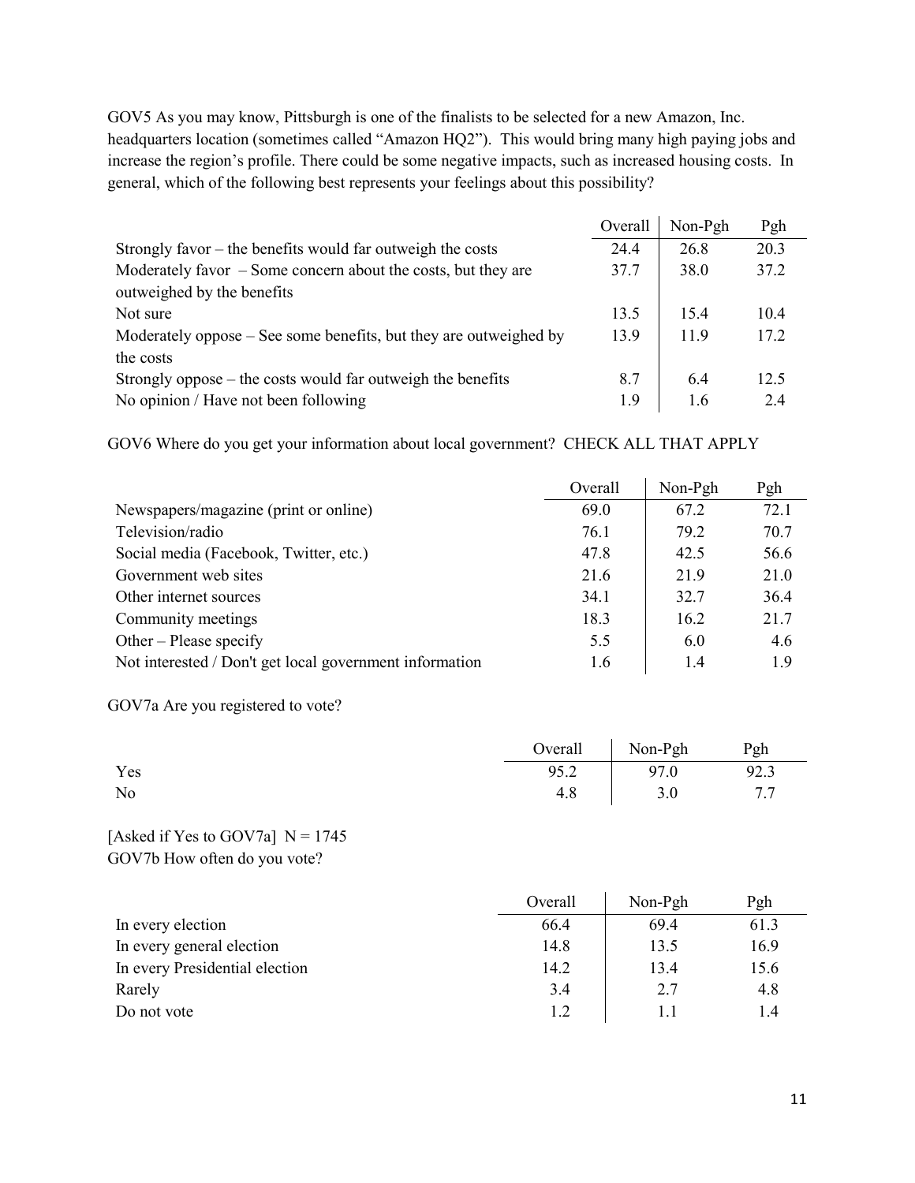GOV5 As you may know, Pittsburgh is one of the finalists to be selected for a new Amazon, Inc. headquarters location (sometimes called "Amazon HQ2"). This would bring many high paying jobs and increase the region's profile. There could be some negative impacts, such as increased housing costs. In general, which of the following best represents your feelings about this possibility?

| | Overall | Non-Pgh | Pgh |
|---|---|---|---|
| Strongly favor – the benefits would far outweigh the costs | 24.4 | 26.8 | 20.3 |
| Moderately favor – Some concern about the costs, but they are outweighed by the benefits | 37.7 | 38.0 | 37.2 |
| Not sure | 13.5 | 15.4 | 10.4 |
| Moderately oppose – See some benefits, but they are outweighed by the costs | 13.9 | 11.9 | 17.2 |
| Strongly oppose – the costs would far outweigh the benefits | 8.7 | 6.4 | 12.5 |
| No opinion / Have not been following | 1.9 | 1.6 | 2.4 |

GOV6 Where do you get your information about local government? CHECK ALL THAT APPLY

| | Overall | Non-Pgh | Pgh |
|---|---|---|---|
| Newspapers/magazine (print or online) | 69.0 | 67.2 | 72.1 |
| Television/radio | 76.1 | 79.2 | 70.7 |
| Social media (Facebook, Twitter, etc.) | 47.8 | 42.5 | 56.6 |
| Government web sites | 21.6 | 21.9 | 21.0 |
| Other internet sources | 34.1 | 32.7 | 36.4 |
| Community meetings | 18.3 | 16.2 | 21.7 |
| Other – Please specify | 5.5 | 6.0 | 4.6 |
| Not interested / Don't get local government information | 1.6 | 1.4 | 1.9 |

GOV7a Are you registered to vote?

| | Overall | Non-Pgh | Pgh |
|---|---|---|---|
| Yes | 95.2 | 97.0 | 92.3 |
| No | 4.8 | 3.0 | 7.7 |

[Asked if Yes to GOV7a] N = 1745
GOV7b How often do you vote?

| | Overall | Non-Pgh | Pgh |
|---|---|---|---|
| In every election | 66.4 | 69.4 | 61.3 |
| In every general election | 14.8 | 13.5 | 16.9 |
| In every Presidential election | 14.2 | 13.4 | 15.6 |
| Rarely | 3.4 | 2.7 | 4.8 |
| Do not vote | 1.2 | 1.1 | 1.4 |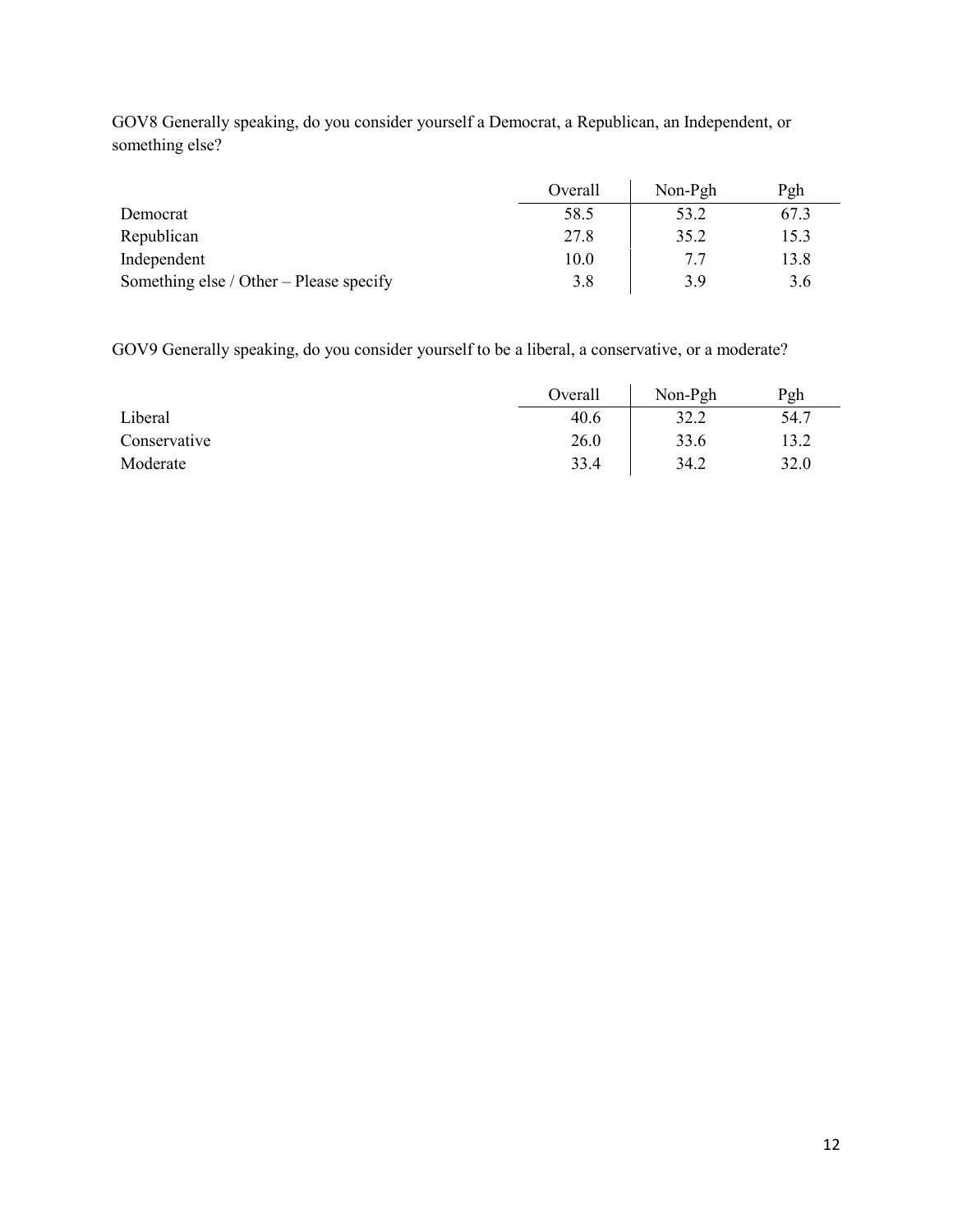GOV8 Generally speaking, do you consider yourself a Democrat, a Republican, an Independent, or something else?

| | Overall | Non-Pgh | Pgh |
|---|---|---|---|
| Democrat | 58.5 | 53.2 | 67.3 |
| Republican | 27.8 | 35.2 | 15.3 |
| Independent | 10.0 | 7.7 | 13.8 |
| Something else / Other – Please specify | 3.8 | 3.9 | 3.6 |

GOV9 Generally speaking, do you consider yourself to be a liberal, a conservative, or a moderate?

| | Overall | Non-Pgh | Pgh |
|---|---|---|---|
| Liberal | 40.6 | 32.2 | 54.7 |
| Conservative | 26.0 | 33.6 | 13.2 |
| Moderate | 33.4 | 34.2 | 32.0 |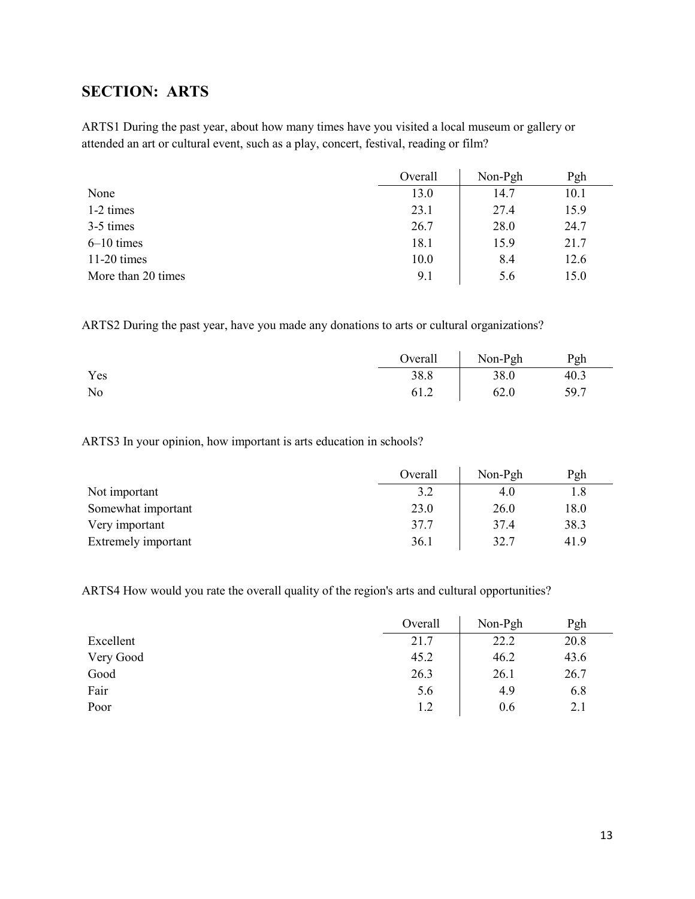## SECTION: ARTS

ARTS1 During the past year, about how many times have you visited a local museum or gallery or attended an art or cultural event, such as a play, concert, festival, reading or film?

| | Overall | Non-Pgh | Pgh |
|---|---|---|---|
| None | 13.0 | 14.7 | 10.1 |
| 1-2 times | 23.1 | 27.4 | 15.9 |
| 3-5 times | 26.7 | 28.0 | 24.7 |
| 6–10 times | 18.1 | 15.9 | 21.7 |
| 11-20 times | 10.0 | 8.4 | 12.6 |
| More than 20 times | 9.1 | 5.6 | 15.0 |

ARTS2 During the past year, have you made any donations to arts or cultural organizations?

| | Overall | Non-Pgh | Pgh |
|---|---|---|---|
| Yes | 38.8 | 38.0 | 40.3 |
| No | 61.2 | 62.0 | 59.7 |

ARTS3 In your opinion, how important is arts education in schools?

| | Overall | Non-Pgh | Pgh |
|---|---|---|---|
| Not important | 3.2 | 4.0 | 1.8 |
| Somewhat important | 23.0 | 26.0 | 18.0 |
| Very important | 37.7 | 37.4 | 38.3 |
| Extremely important | 36.1 | 32.7 | 41.9 |

ARTS4 How would you rate the overall quality of the region's arts and cultural opportunities?

| | Overall | Non-Pgh | Pgh |
|---|---|---|---|
| Excellent | 21.7 | 22.2 | 20.8 |
| Very Good | 45.2 | 46.2 | 43.6 |
| Good | 26.3 | 26.1 | 26.7 |
| Fair | 5.6 | 4.9 | 6.8 |
| Poor | 1.2 | 0.6 | 2.1 |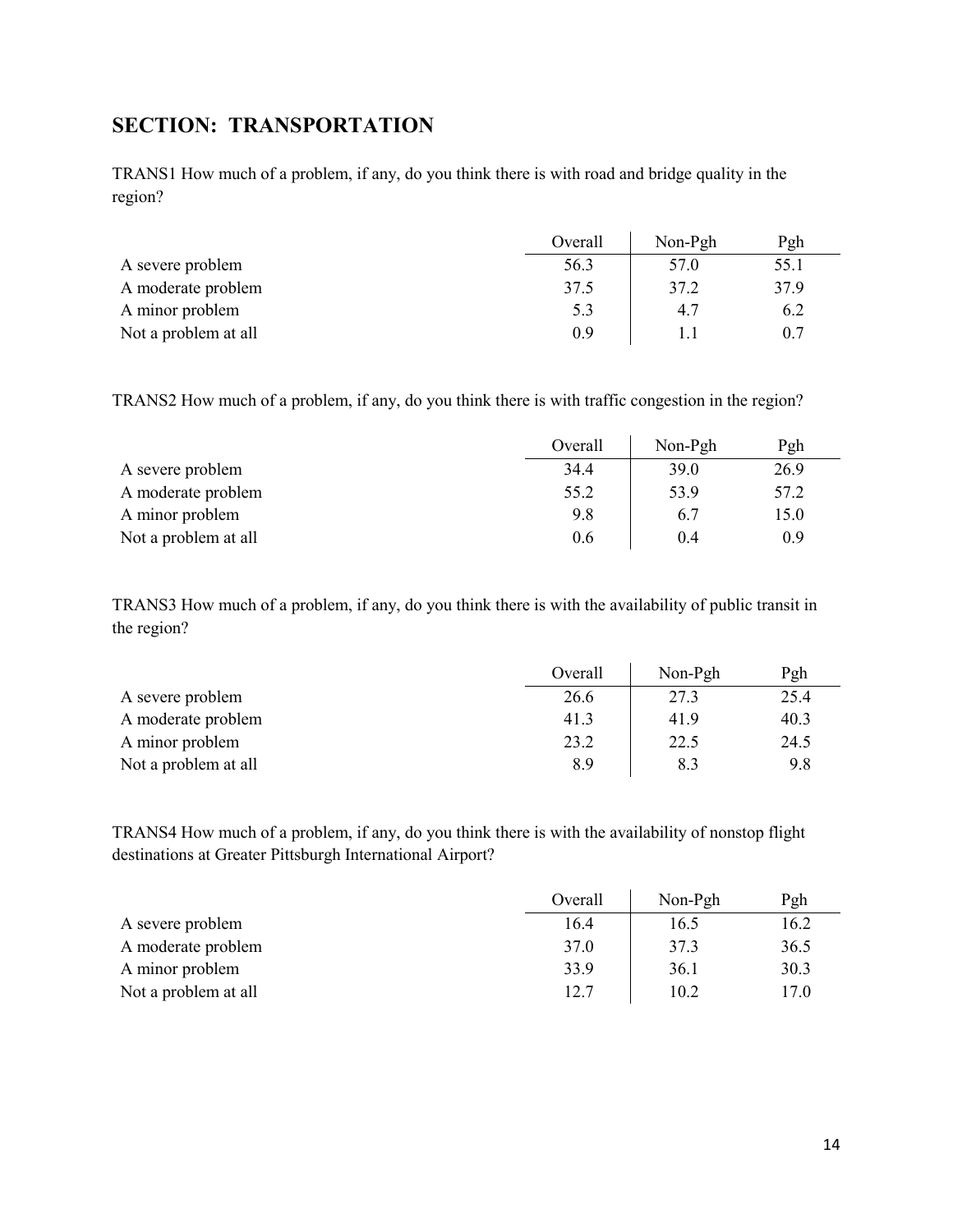## SECTION: TRANSPORTATION

TRANS1 How much of a problem, if any, do you think there is with road and bridge quality in the region?

| | Overall | Non-Pgh | Pgh |
|---|---|---|---|
| A severe problem | 56.3 | 57.0 | 55.1 |
| A moderate problem | 37.5 | 37.2 | 37.9 |
| A minor problem | 5.3 | 4.7 | 6.2 |
| Not a problem at all | 0.9 | 1.1 | 0.7 |

TRANS2 How much of a problem, if any, do you think there is with traffic congestion in the region?

| | Overall | Non-Pgh | Pgh |
|---|---|---|---|
| A severe problem | 34.4 | 39.0 | 26.9 |
| A moderate problem | 55.2 | 53.9 | 57.2 |
| A minor problem | 9.8 | 6.7 | 15.0 |
| Not a problem at all | 0.6 | 0.4 | 0.9 |

TRANS3 How much of a problem, if any, do you think there is with the availability of public transit in the region?

| | Overall | Non-Pgh | Pgh |
|---|---|---|---|
| A severe problem | 26.6 | 27.3 | 25.4 |
| A moderate problem | 41.3 | 41.9 | 40.3 |
| A minor problem | 23.2 | 22.5 | 24.5 |
| Not a problem at all | 8.9 | 8.3 | 9.8 |

TRANS4 How much of a problem, if any, do you think there is with the availability of nonstop flight destinations at Greater Pittsburgh International Airport?

| | Overall | Non-Pgh | Pgh |
|---|---|---|---|
| A severe problem | 16.4 | 16.5 | 16.2 |
| A moderate problem | 37.0 | 37.3 | 36.5 |
| A minor problem | 33.9 | 36.1 | 30.3 |
| Not a problem at all | 12.7 | 10.2 | 17.0 |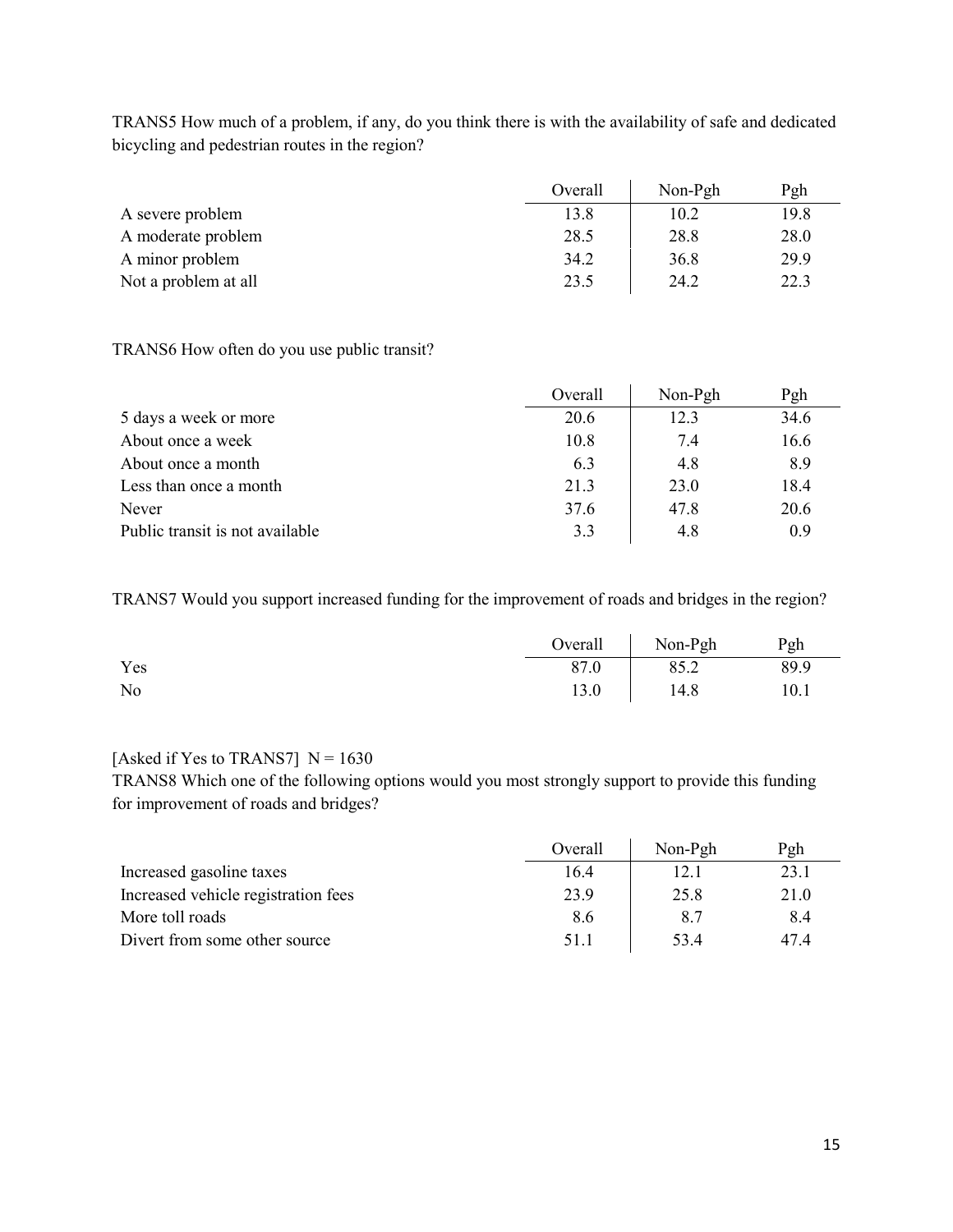TRANS5 How much of a problem, if any, do you think there is with the availability of safe and dedicated bicycling and pedestrian routes in the region?

| | Overall | Non-Pgh | Pgh |
|---|---|---|---|
| A severe problem | 13.8 | 10.2 | 19.8 |
| A moderate problem | 28.5 | 28.8 | 28.0 |
| A minor problem | 34.2 | 36.8 | 29.9 |
| Not a problem at all | 23.5 | 24.2 | 22.3 |

TRANS6 How often do you use public transit?

| | Overall | Non-Pgh | Pgh |
|---|---|---|---|
| 5 days a week or more | 20.6 | 12.3 | 34.6 |
| About once a week | 10.8 | 7.4 | 16.6 |
| About once a month | 6.3 | 4.8 | 8.9 |
| Less than once a month | 21.3 | 23.0 | 18.4 |
| Never | 37.6 | 47.8 | 20.6 |
| Public transit is not available | 3.3 | 4.8 | 0.9 |

TRANS7 Would you support increased funding for the improvement of roads and bridges in the region?

| | Overall | Non-Pgh | Pgh |
|---|---|---|---|
| Yes | 87.0 | 85.2 | 89.9 |
| No | 13.0 | 14.8 | 10.1 |

[Asked if Yes to TRANS7] N = 1630
TRANS8 Which one of the following options would you most strongly support to provide this funding for improvement of roads and bridges?

| | Overall | Non-Pgh | Pgh |
|---|---|---|---|
| Increased gasoline taxes | 16.4 | 12.1 | 23.1 |
| Increased vehicle registration fees | 23.9 | 25.8 | 21.0 |
| More toll roads | 8.6 | 8.7 | 8.4 |
| Divert from some other source | 51.1 | 53.4 | 47.4 |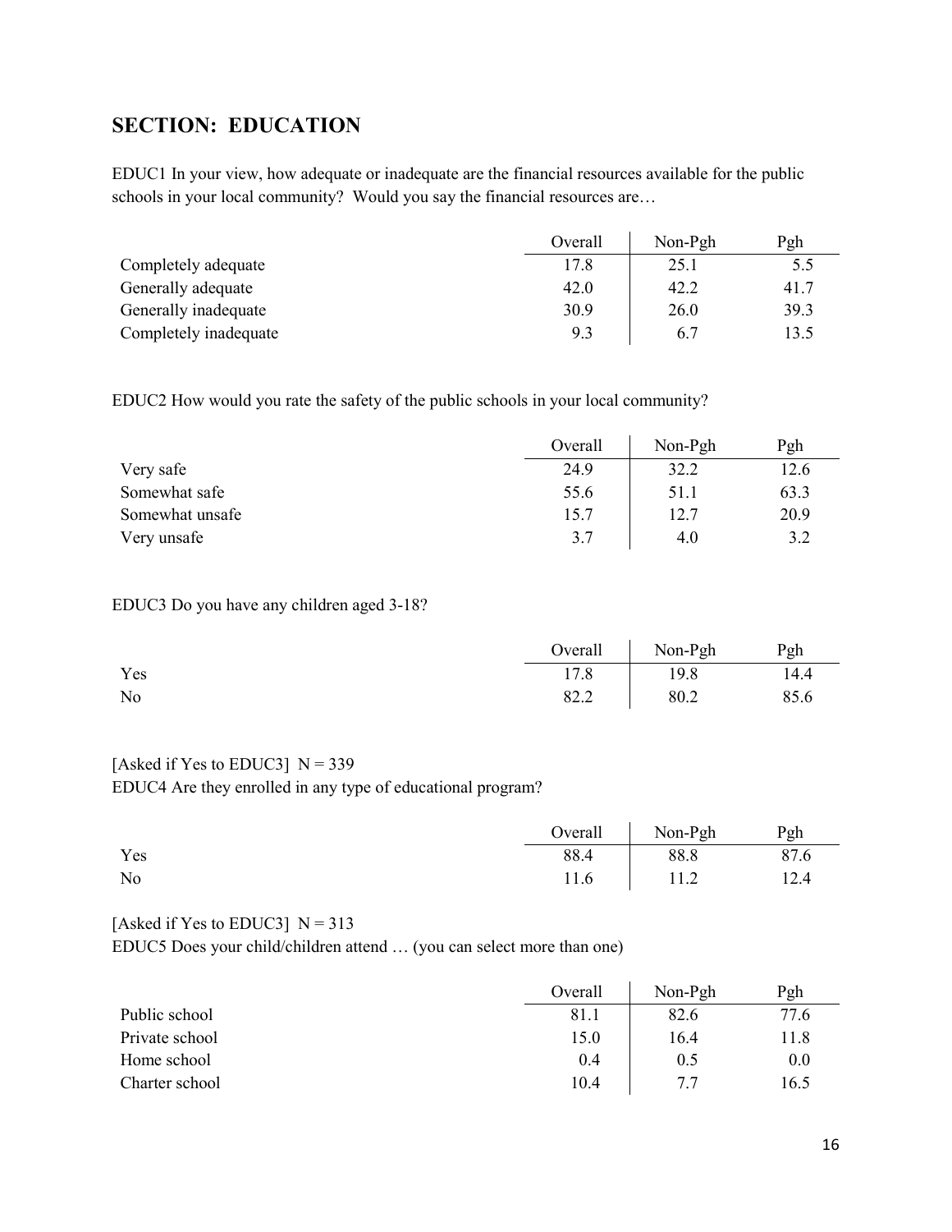## SECTION: EDUCATION

EDUC1 In your view, how adequate or inadequate are the financial resources available for the public schools in your local community? Would you say the financial resources are…

| | Overall | Non-Pgh | Pgh |
|---|---|---|---|
| Completely adequate | 17.8 | 25.1 | 5.5 |
| Generally adequate | 42.0 | 42.2 | 41.7 |
| Generally inadequate | 30.9 | 26.0 | 39.3 |
| Completely inadequate | 9.3 | 6.7 | 13.5 |

EDUC2 How would you rate the safety of the public schools in your local community?

| | Overall | Non-Pgh | Pgh |
|---|---|---|---|
| Very safe | 24.9 | 32.2 | 12.6 |
| Somewhat safe | 55.6 | 51.1 | 63.3 |
| Somewhat unsafe | 15.7 | 12.7 | 20.9 |
| Very unsafe | 3.7 | 4.0 | 3.2 |

EDUC3 Do you have any children aged 3-18?

| | Overall | Non-Pgh | Pgh |
|---|---|---|---|
| Yes | 17.8 | 19.8 | 14.4 |
| No | 82.2 | 80.2 | 85.6 |

[Asked if Yes to EDUC3] N = 339
EDUC4 Are they enrolled in any type of educational program?

| | Overall | Non-Pgh | Pgh |
|---|---|---|---|
| Yes | 88.4 | 88.8 | 87.6 |
| No | 11.6 | 11.2 | 12.4 |

[Asked if Yes to EDUC3] N = 313
EDUC5 Does your child/children attend … (you can select more than one)

| | Overall | Non-Pgh | Pgh |
|---|---|---|---|
| Public school | 81.1 | 82.6 | 77.6 |
| Private school | 15.0 | 16.4 | 11.8 |
| Home school | 0.4 | 0.5 | 0.0 |
| Charter school | 10.4 | 7.7 | 16.5 |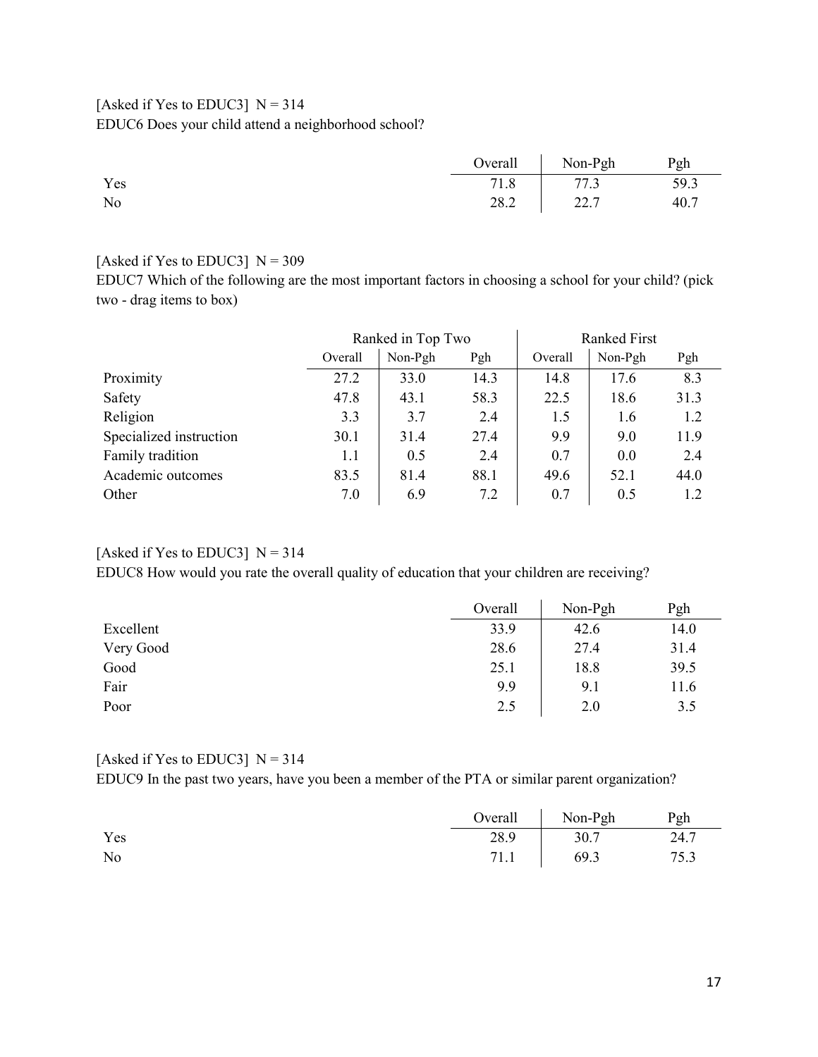[Asked if Yes to EDUC3]  N = 314

EDUC6 Does your child attend a neighborhood school?

| | Overall | Non-Pgh | Pgh |
|---|---|---|---|
| Yes | 71.8 | 77.3 | 59.3 |
| No | 28.2 | 22.7 | 40.7 |

[Asked if Yes to EDUC3]  N = 309

EDUC7 Which of the following are the most important factors in choosing a school for your child? (pick two - drag items to box)

| | Ranked in Top Two | | | Ranked First | | |
|---|---|---|---|---|---|---|
| | Overall | Non-Pgh | Pgh | Overall | Non-Pgh | Pgh |
| Proximity | 27.2 | 33.0 | 14.3 | 14.8 | 17.6 | 8.3 |
| Safety | 47.8 | 43.1 | 58.3 | 22.5 | 18.6 | 31.3 |
| Religion | 3.3 | 3.7 | 2.4 | 1.5 | 1.6 | 1.2 |
| Specialized instruction | 30.1 | 31.4 | 27.4 | 9.9 | 9.0 | 11.9 |
| Family tradition | 1.1 | 0.5 | 2.4 | 0.7 | 0.0 | 2.4 |
| Academic outcomes | 83.5 | 81.4 | 88.1 | 49.6 | 52.1 | 44.0 |
| Other | 7.0 | 6.9 | 7.2 | 0.7 | 0.5 | 1.2 |

[Asked if Yes to EDUC3]  N = 314

EDUC8 How would you rate the overall quality of education that your children are receiving?

| | Overall | Non-Pgh | Pgh |
|---|---|---|---|
| Excellent | 33.9 | 42.6 | 14.0 |
| Very Good | 28.6 | 27.4 | 31.4 |
| Good | 25.1 | 18.8 | 39.5 |
| Fair | 9.9 | 9.1 | 11.6 |
| Poor | 2.5 | 2.0 | 3.5 |

[Asked if Yes to EDUC3]  N = 314

EDUC9 In the past two years, have you been a member of the PTA or similar parent organization?

| | Overall | Non-Pgh | Pgh |
|---|---|---|---|
| Yes | 28.9 | 30.7 | 24.7 |
| No | 71.1 | 69.3 | 75.3 |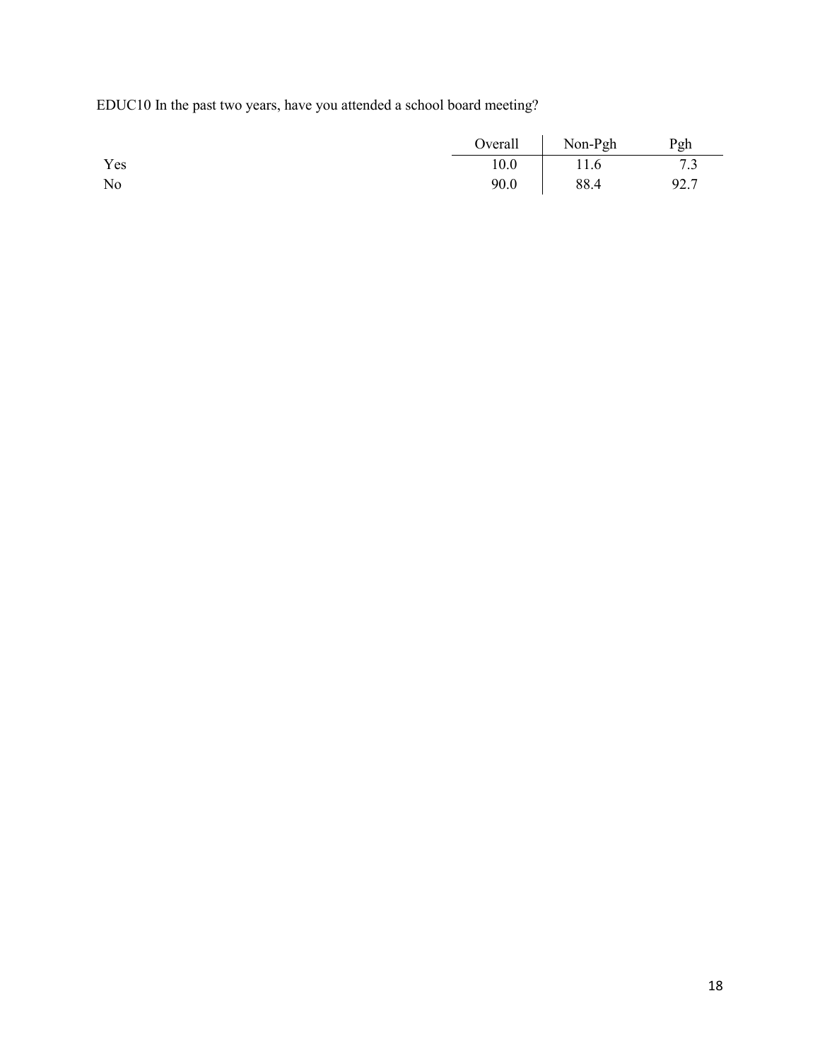EDUC10 In the past two years, have you attended a school board meeting?

| | Overall | Non-Pgh | Pgh |
|---|---|---|---|
| Yes | 10.0 | 11.6 | 7.3 |
| No | 90.0 | 88.4 | 92.7 |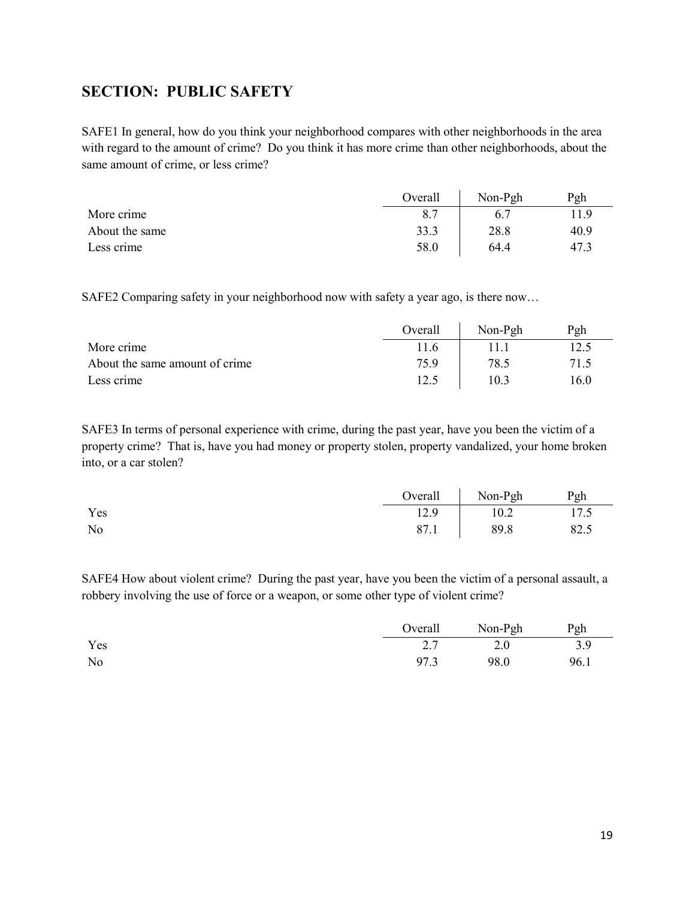## SECTION: PUBLIC SAFETY

SAFE1 In general, how do you think your neighborhood compares with other neighborhoods in the area with regard to the amount of crime? Do you think it has more crime than other neighborhoods, about the same amount of crime, or less crime?

| | Overall | Non-Pgh | Pgh |
|---|---|---|---|
| More crime | 8.7 | 6.7 | 11.9 |
| About the same | 33.3 | 28.8 | 40.9 |
| Less crime | 58.0 | 64.4 | 47.3 |

SAFE2 Comparing safety in your neighborhood now with safety a year ago, is there now…

| | Overall | Non-Pgh | Pgh |
|---|---|---|---|
| More crime | 11.6 | 11.1 | 12.5 |
| About the same amount of crime | 75.9 | 78.5 | 71.5 |
| Less crime | 12.5 | 10.3 | 16.0 |

SAFE3 In terms of personal experience with crime, during the past year, have you been the victim of a property crime? That is, have you had money or property stolen, property vandalized, your home broken into, or a car stolen?

| | Overall | Non-Pgh | Pgh |
|---|---|---|---|
| Yes | 12.9 | 10.2 | 17.5 |
| No | 87.1 | 89.8 | 82.5 |

SAFE4 How about violent crime? During the past year, have you been the victim of a personal assault, a robbery involving the use of force or a weapon, or some other type of violent crime?

| | Overall | Non-Pgh | Pgh |
|---|---|---|---|
| Yes | 2.7 | 2.0 | 3.9 |
| No | 97.3 | 98.0 | 96.1 |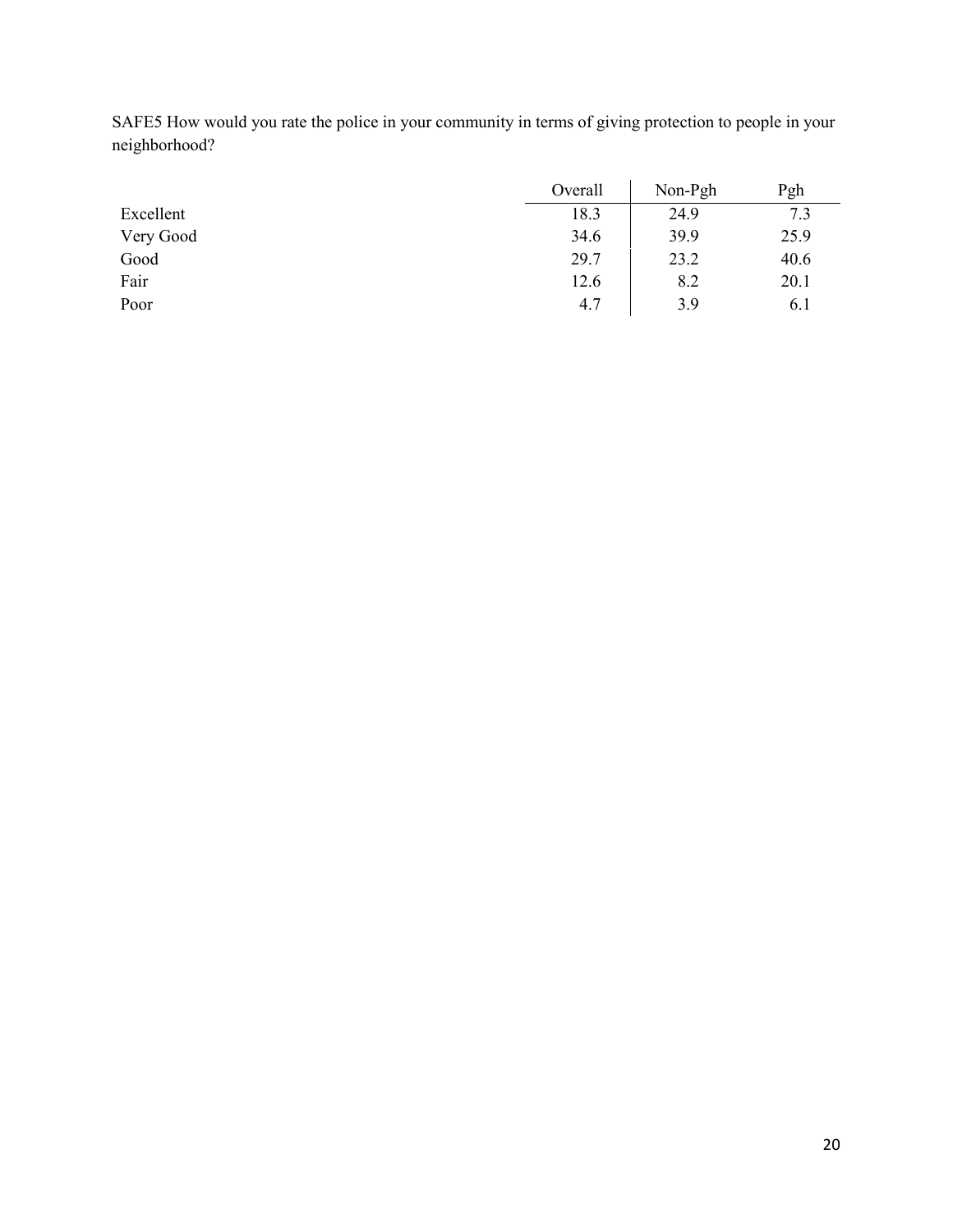SAFE5 How would you rate the police in your community in terms of giving protection to people in your neighborhood?

| | Overall | Non-Pgh | Pgh |
|---|---|---|---|
| Excellent | 18.3 | 24.9 | 7.3 |
| Very Good | 34.6 | 39.9 | 25.9 |
| Good | 29.7 | 23.2 | 40.6 |
| Fair | 12.6 | 8.2 | 20.1 |
| Poor | 4.7 | 3.9 | 6.1 |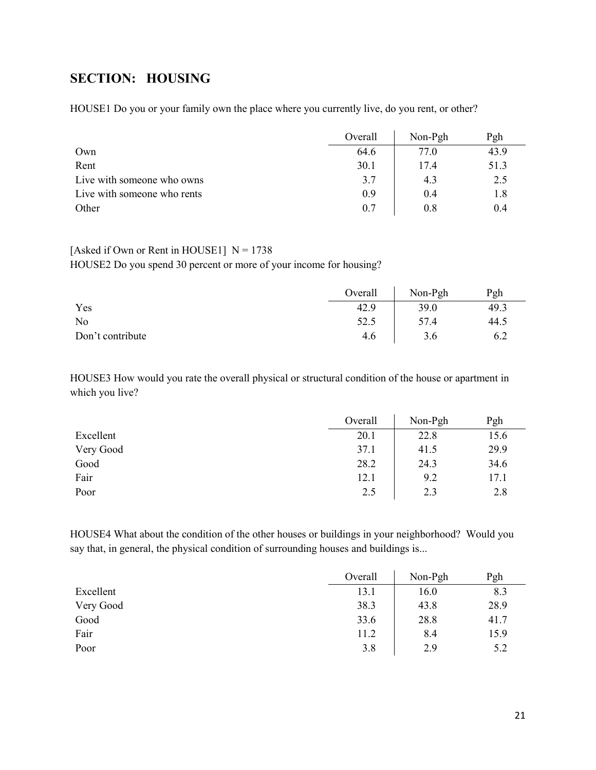## SECTION: HOUSING

HOUSE1 Do you or your family own the place where you currently live, do you rent, or other?

| | Overall | Non-Pgh | Pgh |
|---|---|---|---|
| Own | 64.6 | 77.0 | 43.9 |
| Rent | 30.1 | 17.4 | 51.3 |
| Live with someone who owns | 3.7 | 4.3 | 2.5 |
| Live with someone who rents | 0.9 | 0.4 | 1.8 |
| Other | 0.7 | 0.8 | 0.4 |

[Asked if Own or Rent in HOUSE1] N = 1738

HOUSE2 Do you spend 30 percent or more of your income for housing?

| | Overall | Non-Pgh | Pgh |
|---|---|---|---|
| Yes | 42.9 | 39.0 | 49.3 |
| No | 52.5 | 57.4 | 44.5 |
| Don't contribute | 4.6 | 3.6 | 6.2 |

HOUSE3 How would you rate the overall physical or structural condition of the house or apartment in which you live?

| | Overall | Non-Pgh | Pgh |
|---|---|---|---|
| Excellent | 20.1 | 22.8 | 15.6 |
| Very Good | 37.1 | 41.5 | 29.9 |
| Good | 28.2 | 24.3 | 34.6 |
| Fair | 12.1 | 9.2 | 17.1 |
| Poor | 2.5 | 2.3 | 2.8 |

HOUSE4 What about the condition of the other houses or buildings in your neighborhood? Would you say that, in general, the physical condition of surrounding houses and buildings is...

| | Overall | Non-Pgh | Pgh |
|---|---|---|---|
| Excellent | 13.1 | 16.0 | 8.3 |
| Very Good | 38.3 | 43.8 | 28.9 |
| Good | 33.6 | 28.8 | 41.7 |
| Fair | 11.2 | 8.4 | 15.9 |
| Poor | 3.8 | 2.9 | 5.2 |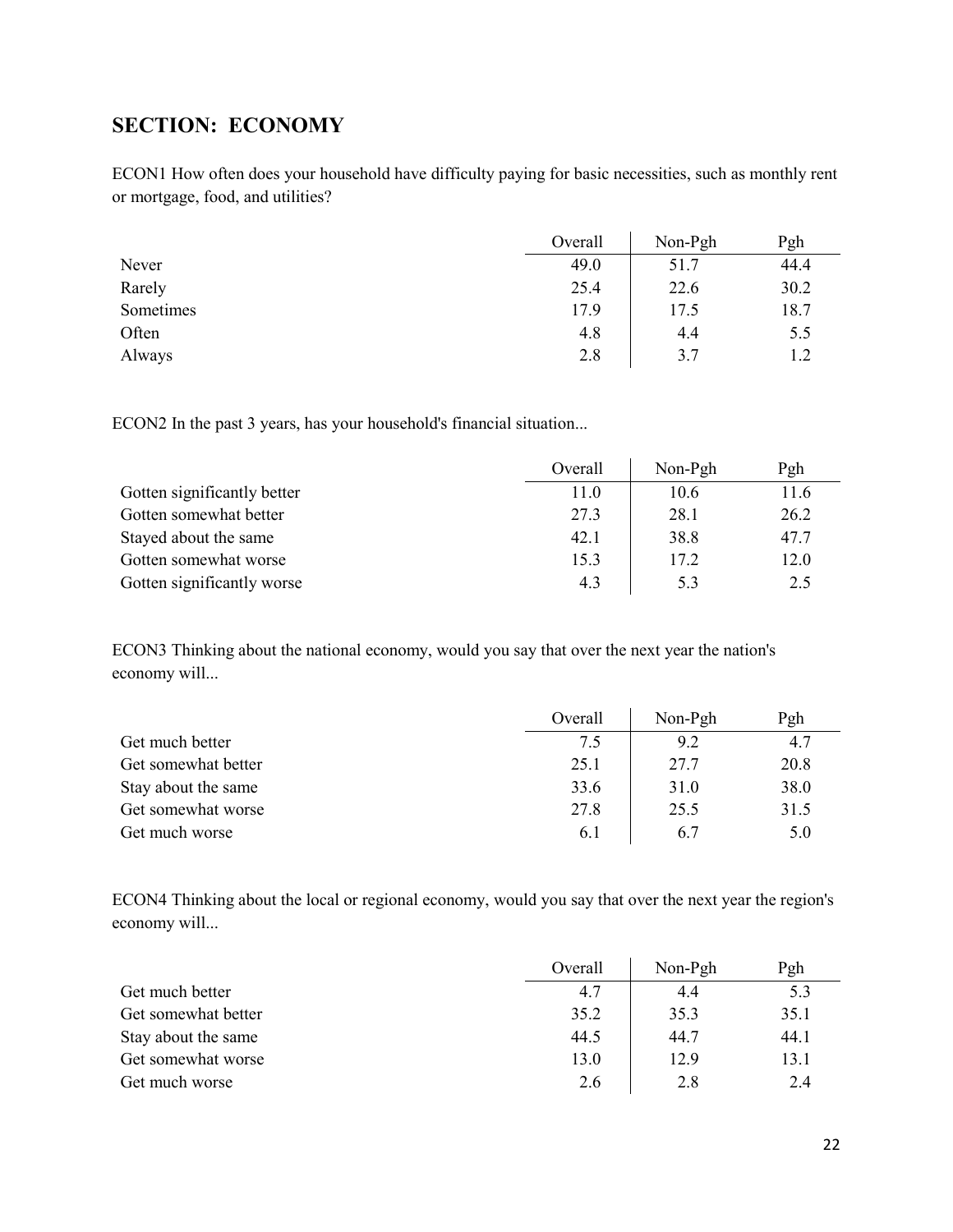## SECTION: ECONOMY

ECON1 How often does your household have difficulty paying for basic necessities, such as monthly rent or mortgage, food, and utilities?

| | Overall | Non-Pgh | Pgh |
|---|---|---|---|
| Never | 49.0 | 51.7 | 44.4 |
| Rarely | 25.4 | 22.6 | 30.2 |
| Sometimes | 17.9 | 17.5 | 18.7 |
| Often | 4.8 | 4.4 | 5.5 |
| Always | 2.8 | 3.7 | 1.2 |

ECON2 In the past 3 years, has your household's financial situation...

| | Overall | Non-Pgh | Pgh |
|---|---|---|---|
| Gotten significantly better | 11.0 | 10.6 | 11.6 |
| Gotten somewhat better | 27.3 | 28.1 | 26.2 |
| Stayed about the same | 42.1 | 38.8 | 47.7 |
| Gotten somewhat worse | 15.3 | 17.2 | 12.0 |
| Gotten significantly worse | 4.3 | 5.3 | 2.5 |

ECON3 Thinking about the national economy, would you say that over the next year the nation's economy will...

| | Overall | Non-Pgh | Pgh |
|---|---|---|---|
| Get much better | 7.5 | 9.2 | 4.7 |
| Get somewhat better | 25.1 | 27.7 | 20.8 |
| Stay about the same | 33.6 | 31.0 | 38.0 |
| Get somewhat worse | 27.8 | 25.5 | 31.5 |
| Get much worse | 6.1 | 6.7 | 5.0 |

ECON4 Thinking about the local or regional economy, would you say that over the next year the region's economy will...

| | Overall | Non-Pgh | Pgh |
|---|---|---|---|
| Get much better | 4.7 | 4.4 | 5.3 |
| Get somewhat better | 35.2 | 35.3 | 35.1 |
| Stay about the same | 44.5 | 44.7 | 44.1 |
| Get somewhat worse | 13.0 | 12.9 | 13.1 |
| Get much worse | 2.6 | 2.8 | 2.4 |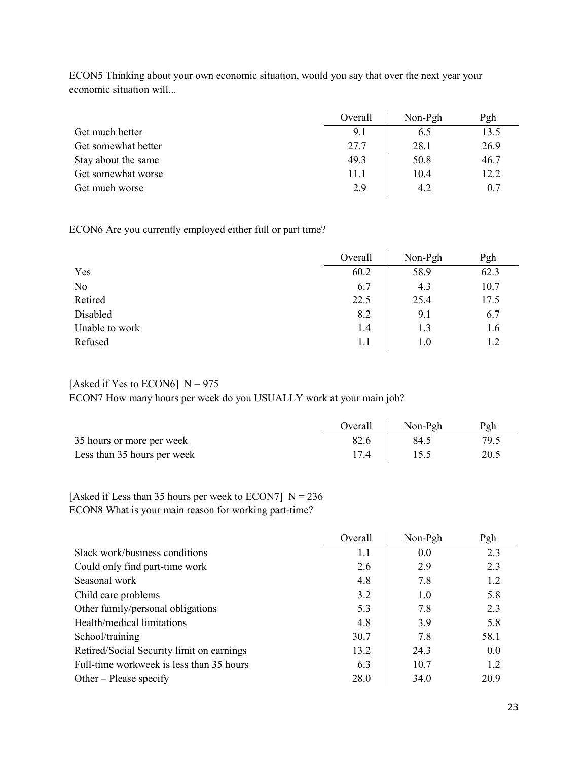ECON5 Thinking about your own economic situation, would you say that over the next year your economic situation will...

| | Overall | Non-Pgh | Pgh |
|---|---|---|---|
| Get much better | 9.1 | 6.5 | 13.5 |
| Get somewhat better | 27.7 | 28.1 | 26.9 |
| Stay about the same | 49.3 | 50.8 | 46.7 |
| Get somewhat worse | 11.1 | 10.4 | 12.2 |
| Get much worse | 2.9 | 4.2 | 0.7 |

ECON6 Are you currently employed either full or part time?

| | Overall | Non-Pgh | Pgh |
|---|---|---|---|
| Yes | 60.2 | 58.9 | 62.3 |
| No | 6.7 | 4.3 | 10.7 |
| Retired | 22.5 | 25.4 | 17.5 |
| Disabled | 8.2 | 9.1 | 6.7 |
| Unable to work | 1.4 | 1.3 | 1.6 |
| Refused | 1.1 | 1.0 | 1.2 |

[Asked if Yes to ECON6] N = 975

ECON7 How many hours per week do you USUALLY work at your main job?

| | Overall | Non-Pgh | Pgh |
|---|---|---|---|
| 35 hours or more per week | 82.6 | 84.5 | 79.5 |
| Less than 35 hours per week | 17.4 | 15.5 | 20.5 |

[Asked if Less than 35 hours per week to ECON7] N = 236

ECON8 What is your main reason for working part-time?

| | Overall | Non-Pgh | Pgh |
|---|---|---|---|
| Slack work/business conditions | 1.1 | 0.0 | 2.3 |
| Could only find part-time work | 2.6 | 2.9 | 2.3 |
| Seasonal work | 4.8 | 7.8 | 1.2 |
| Child care problems | 3.2 | 1.0 | 5.8 |
| Other family/personal obligations | 5.3 | 7.8 | 2.3 |
| Health/medical limitations | 4.8 | 3.9 | 5.8 |
| School/training | 30.7 | 7.8 | 58.1 |
| Retired/Social Security limit on earnings | 13.2 | 24.3 | 0.0 |
| Full-time workweek is less than 35 hours | 6.3 | 10.7 | 1.2 |
| Other – Please specify | 28.0 | 34.0 | 20.9 |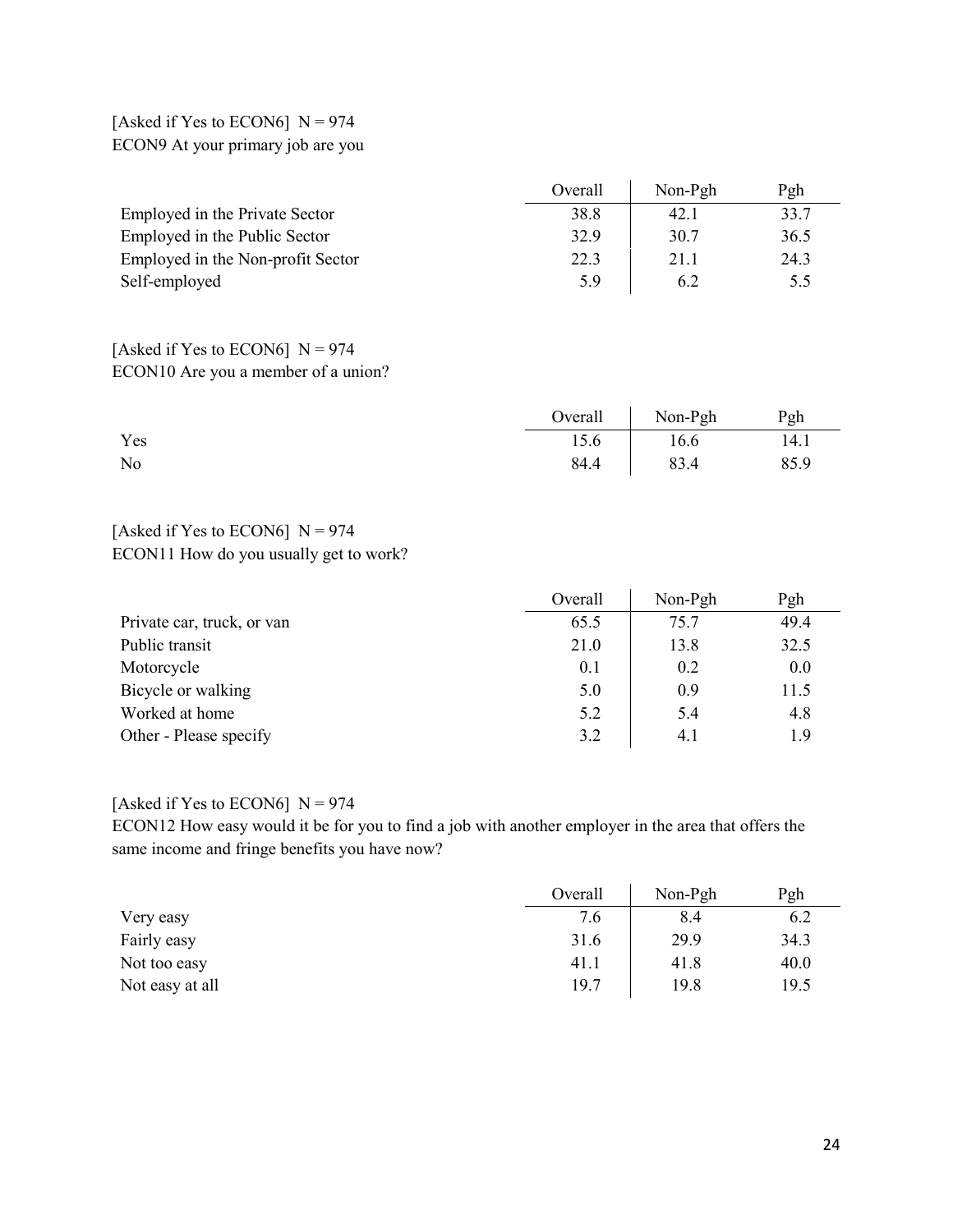[Asked if Yes to ECON6]  N = 974
ECON9 At your primary job are you

| | Overall | Non-Pgh | Pgh |
|---|---|---|---|
| Employed in the Private Sector | 38.8 | 42.1 | 33.7 |
| Employed in the Public Sector | 32.9 | 30.7 | 36.5 |
| Employed in the Non-profit Sector | 22.3 | 21.1 | 24.3 |
| Self-employed | 5.9 | 6.2 | 5.5 |

[Asked if Yes to ECON6]  N = 974
ECON10 Are you a member of a union?

| | Overall | Non-Pgh | Pgh |
|---|---|---|---|
| Yes | 15.6 | 16.6 | 14.1 |
| No | 84.4 | 83.4 | 85.9 |

[Asked if Yes to ECON6]  N = 974
ECON11 How do you usually get to work?

| | Overall | Non-Pgh | Pgh |
|---|---|---|---|
| Private car, truck, or van | 65.5 | 75.7 | 49.4 |
| Public transit | 21.0 | 13.8 | 32.5 |
| Motorcycle | 0.1 | 0.2 | 0.0 |
| Bicycle or walking | 5.0 | 0.9 | 11.5 |
| Worked at home | 5.2 | 5.4 | 4.8 |
| Other - Please specify | 3.2 | 4.1 | 1.9 |

[Asked if Yes to ECON6]  N = 974
ECON12 How easy would it be for you to find a job with another employer in the area that offers the same income and fringe benefits you have now?

| | Overall | Non-Pgh | Pgh |
|---|---|---|---|
| Very easy | 7.6 | 8.4 | 6.2 |
| Fairly easy | 31.6 | 29.9 | 34.3 |
| Not too easy | 41.1 | 41.8 | 40.0 |
| Not easy at all | 19.7 | 19.8 | 19.5 |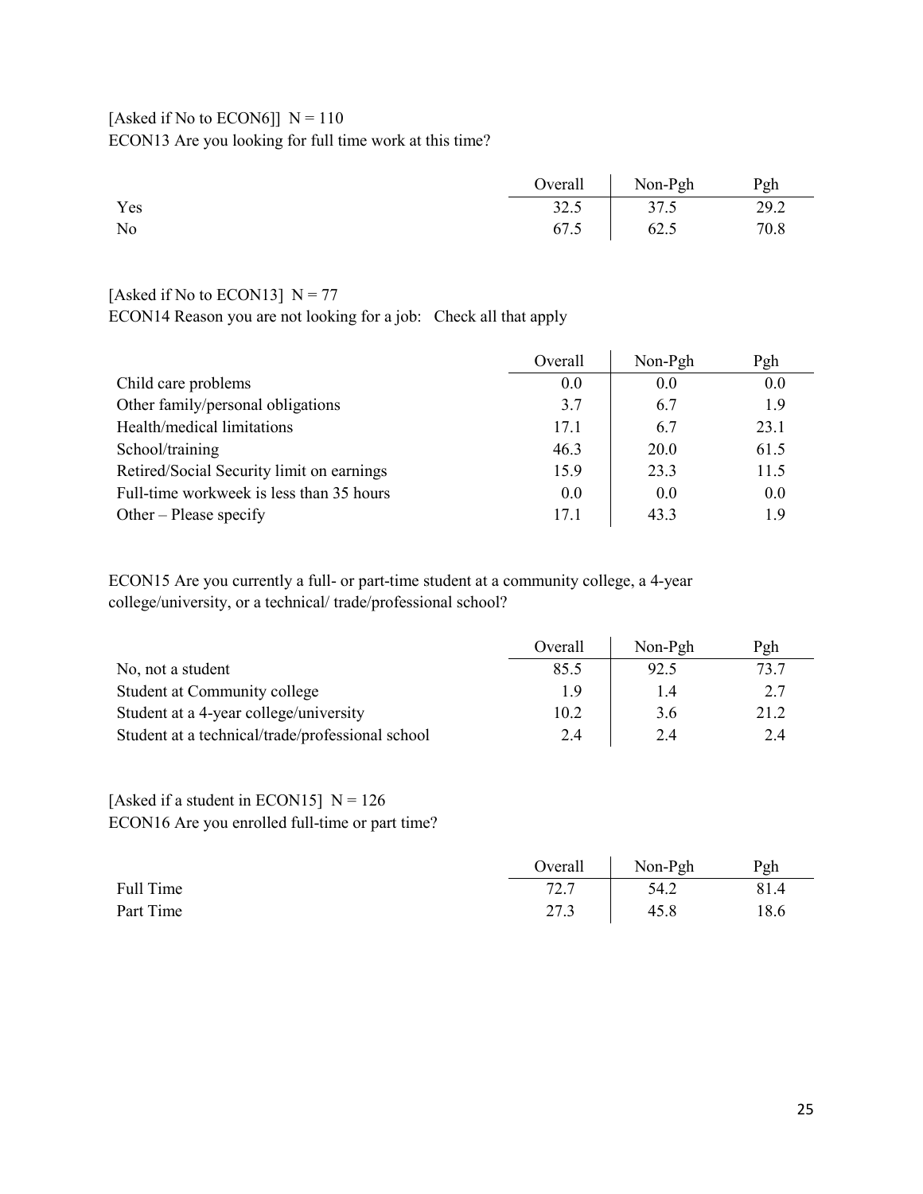[Asked if No to ECON6]]  N = 110

ECON13 Are you looking for full time work at this time?

| | Overall | Non-Pgh | Pgh |
|---|---|---|---|
| Yes | 32.5 | 37.5 | 29.2 |
| No | 67.5 | 62.5 | 70.8 |

[Asked if No to ECON13]  N = 77

ECON14 Reason you are not looking for a job:   Check all that apply

| | Overall | Non-Pgh | Pgh |
|---|---|---|---|
| Child care problems | 0.0 | 0.0 | 0.0 |
| Other family/personal obligations | 3.7 | 6.7 | 1.9 |
| Health/medical limitations | 17.1 | 6.7 | 23.1 |
| School/training | 46.3 | 20.0 | 61.5 |
| Retired/Social Security limit on earnings | 15.9 | 23.3 | 11.5 |
| Full-time workweek is less than 35 hours | 0.0 | 0.0 | 0.0 |
| Other – Please specify | 17.1 | 43.3 | 1.9 |

ECON15 Are you currently a full- or part-time student at a community college, a 4-year college/university, or a technical/ trade/professional school?

| | Overall | Non-Pgh | Pgh |
|---|---|---|---|
| No, not a student | 85.5 | 92.5 | 73.7 |
| Student at Community college | 1.9 | 1.4 | 2.7 |
| Student at a 4-year college/university | 10.2 | 3.6 | 21.2 |
| Student at a technical/trade/professional school | 2.4 | 2.4 | 2.4 |

[Asked if a student in ECON15]  N = 126

ECON16 Are you enrolled full-time or part time?

| | Overall | Non-Pgh | Pgh |
|---|---|---|---|
| Full Time | 72.7 | 54.2 | 81.4 |
| Part Time | 27.3 | 45.8 | 18.6 |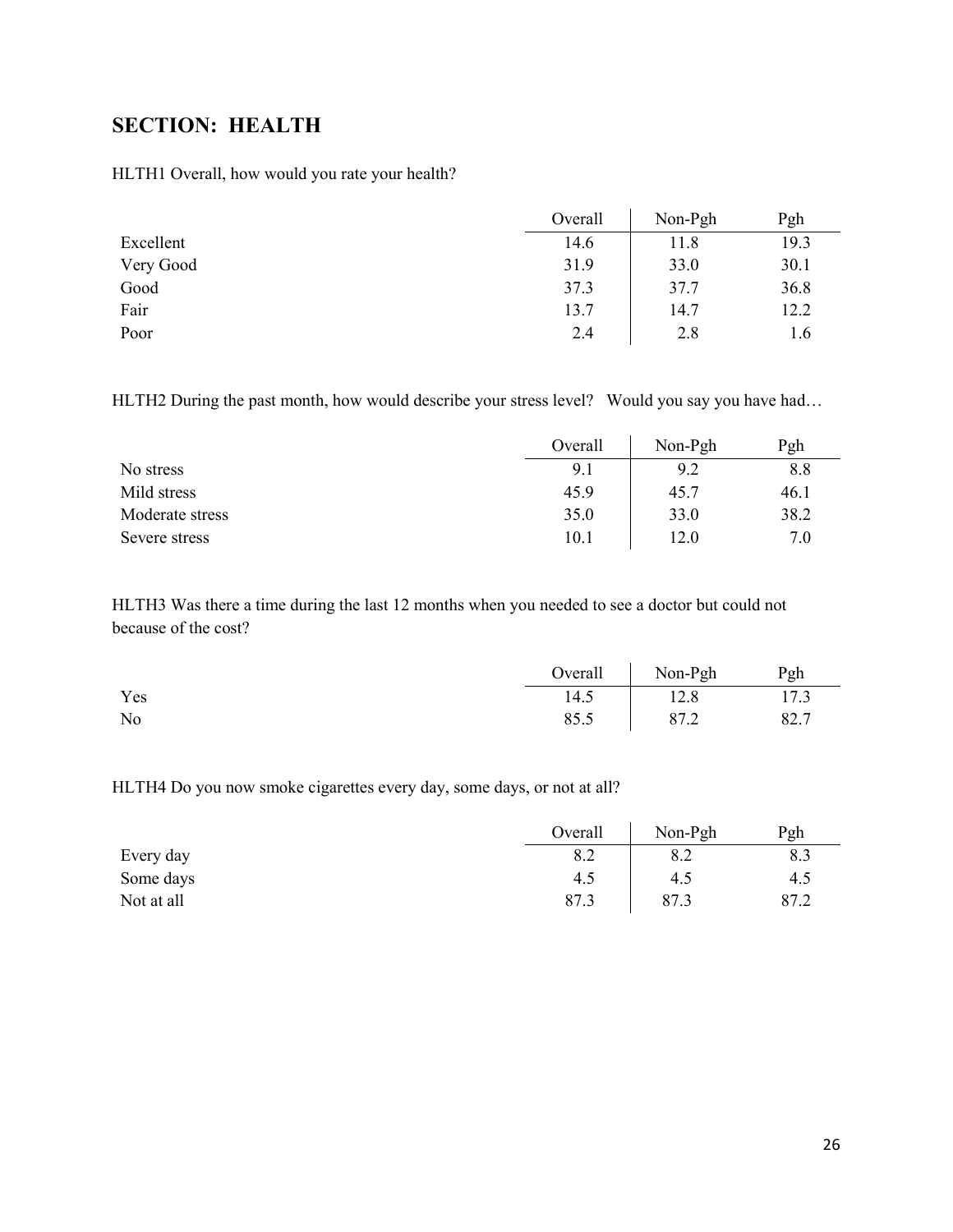## SECTION: HEALTH

HLTH1 Overall, how would you rate your health?

| | Overall | Non-Pgh | Pgh |
|---|---|---|---|
| Excellent | 14.6 | 11.8 | 19.3 |
| Very Good | 31.9 | 33.0 | 30.1 |
| Good | 37.3 | 37.7 | 36.8 |
| Fair | 13.7 | 14.7 | 12.2 |
| Poor | 2.4 | 2.8 | 1.6 |

HLTH2 During the past month, how would describe your stress level? Would you say you have had…

| | Overall | Non-Pgh | Pgh |
|---|---|---|---|
| No stress | 9.1 | 9.2 | 8.8 |
| Mild stress | 45.9 | 45.7 | 46.1 |
| Moderate stress | 35.0 | 33.0 | 38.2 |
| Severe stress | 10.1 | 12.0 | 7.0 |

HLTH3 Was there a time during the last 12 months when you needed to see a doctor but could not because of the cost?

| | Overall | Non-Pgh | Pgh |
|---|---|---|---|
| Yes | 14.5 | 12.8 | 17.3 |
| No | 85.5 | 87.2 | 82.7 |

HLTH4 Do you now smoke cigarettes every day, some days, or not at all?

| | Overall | Non-Pgh | Pgh |
|---|---|---|---|
| Every day | 8.2 | 8.2 | 8.3 |
| Some days | 4.5 | 4.5 | 4.5 |
| Not at all | 87.3 | 87.3 | 87.2 |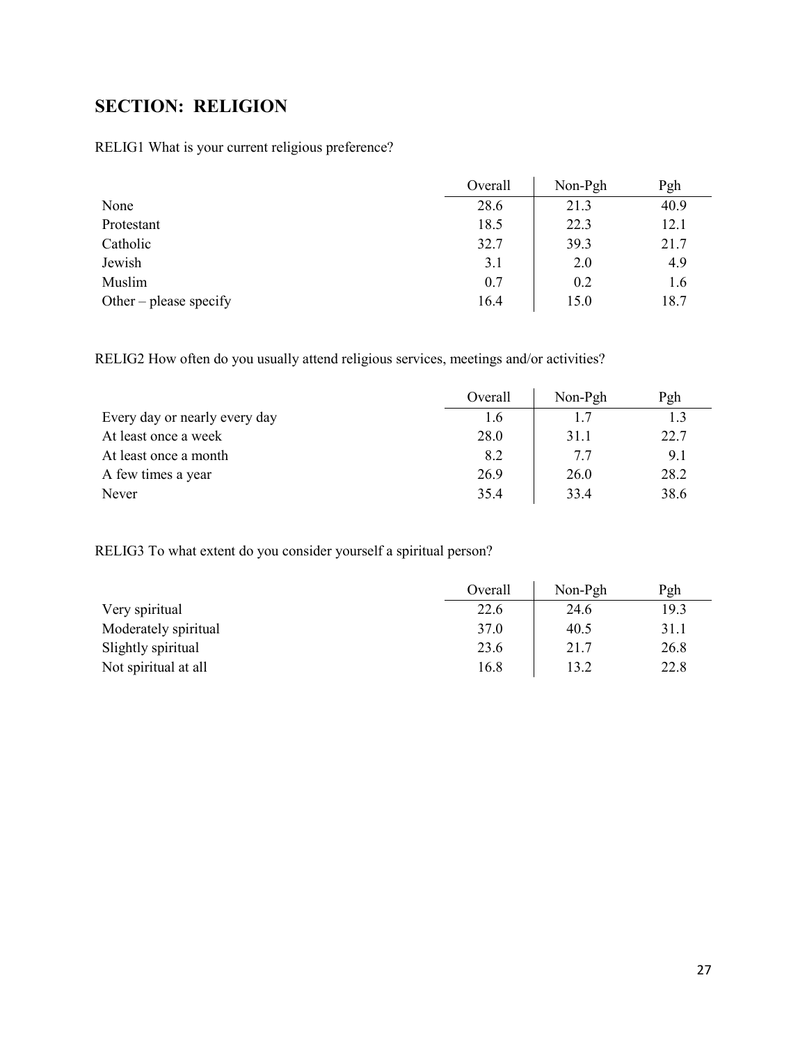## SECTION: RELIGION

RELIG1 What is your current religious preference?

| | Overall | Non-Pgh | Pgh |
|---|---|---|---|
| None | 28.6 | 21.3 | 40.9 |
| Protestant | 18.5 | 22.3 | 12.1 |
| Catholic | 32.7 | 39.3 | 21.7 |
| Jewish | 3.1 | 2.0 | 4.9 |
| Muslim | 0.7 | 0.2 | 1.6 |
| Other – please specify | 16.4 | 15.0 | 18.7 |

RELIG2 How often do you usually attend religious services, meetings and/or activities?

| | Overall | Non-Pgh | Pgh |
|---|---|---|---|
| Every day or nearly every day | 1.6 | 1.7 | 1.3 |
| At least once a week | 28.0 | 31.1 | 22.7 |
| At least once a month | 8.2 | 7.7 | 9.1 |
| A few times a year | 26.9 | 26.0 | 28.2 |
| Never | 35.4 | 33.4 | 38.6 |

RELIG3 To what extent do you consider yourself a spiritual person?

| | Overall | Non-Pgh | Pgh |
|---|---|---|---|
| Very spiritual | 22.6 | 24.6 | 19.3 |
| Moderately spiritual | 37.0 | 40.5 | 31.1 |
| Slightly spiritual | 23.6 | 21.7 | 26.8 |
| Not spiritual at all | 16.8 | 13.2 | 22.8 |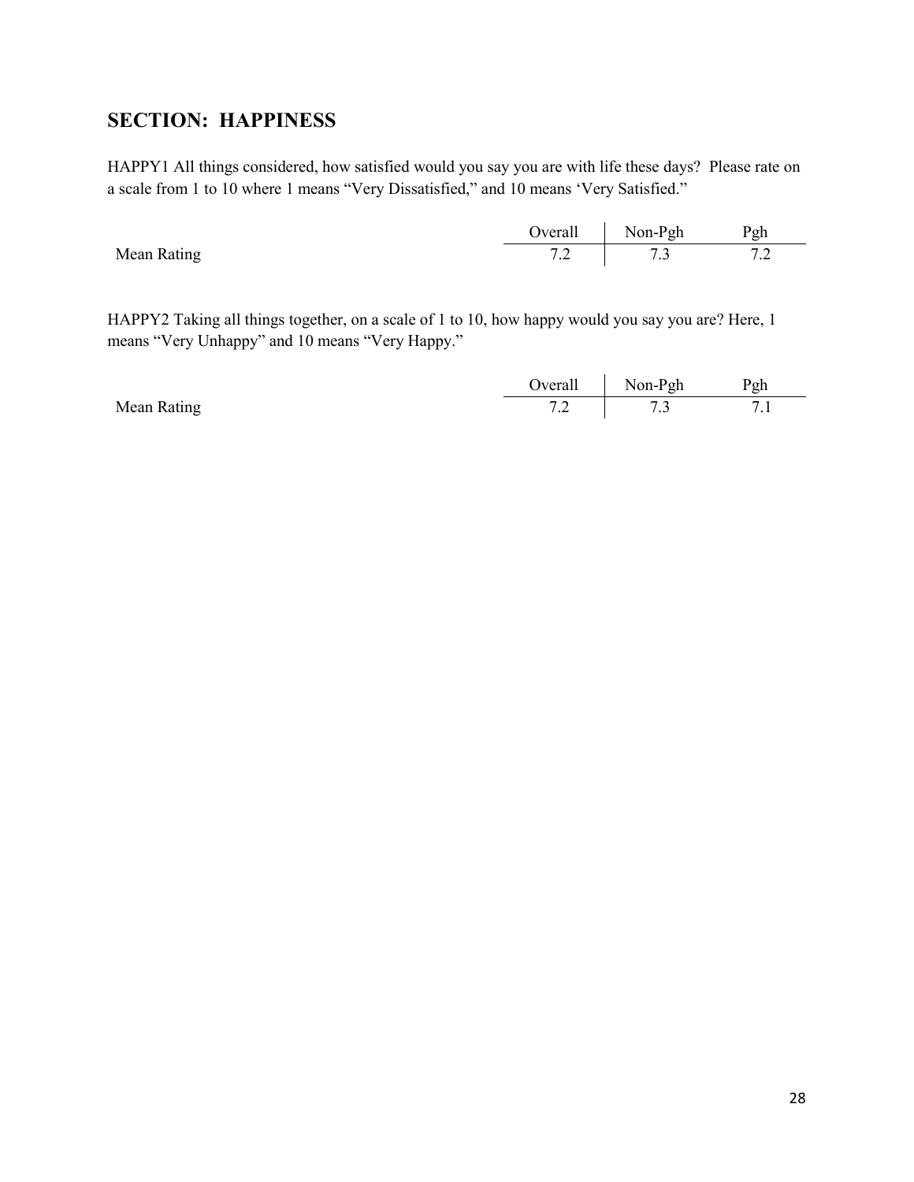## SECTION: HAPPINESS

HAPPY1 All things considered, how satisfied would you say you are with life these days? Please rate on a scale from 1 to 10 where 1 means "Very Dissatisfied," and 10 means 'Very Satisfied."

| | Overall | Non-Pgh | Pgh |
|---|---|---|---|
| Mean Rating | 7.2 | 7.3 | 7.2 |

HAPPY2 Taking all things together, on a scale of 1 to 10, how happy would you say you are? Here, 1 means "Very Unhappy" and 10 means "Very Happy."

| | Overall | Non-Pgh | Pgh |
|---|---|---|---|
| Mean Rating | 7.2 | 7.3 | 7.1 |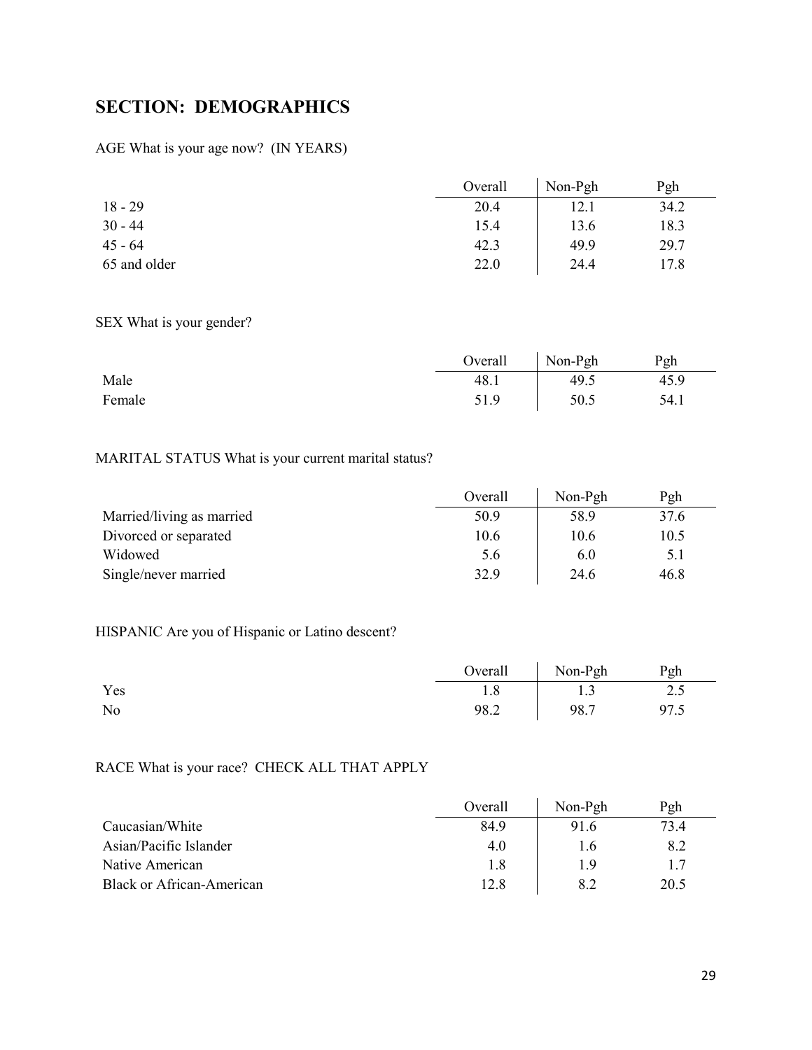## SECTION: DEMOGRAPHICS

AGE What is your age now? (IN YEARS)

| | Overall | Non-Pgh | Pgh |
|---|---|---|---|
| 18 - 29 | 20.4 | 12.1 | 34.2 |
| 30 - 44 | 15.4 | 13.6 | 18.3 |
| 45 - 64 | 42.3 | 49.9 | 29.7 |
| 65 and older | 22.0 | 24.4 | 17.8 |

SEX What is your gender?

| | Overall | Non-Pgh | Pgh |
|---|---|---|---|
| Male | 48.1 | 49.5 | 45.9 |
| Female | 51.9 | 50.5 | 54.1 |

MARITAL STATUS What is your current marital status?

| | Overall | Non-Pgh | Pgh |
|---|---|---|---|
| Married/living as married | 50.9 | 58.9 | 37.6 |
| Divorced or separated | 10.6 | 10.6 | 10.5 |
| Widowed | 5.6 | 6.0 | 5.1 |
| Single/never married | 32.9 | 24.6 | 46.8 |

HISPANIC Are you of Hispanic or Latino descent?

| | Overall | Non-Pgh | Pgh |
|---|---|---|---|
| Yes | 1.8 | 1.3 | 2.5 |
| No | 98.2 | 98.7 | 97.5 |

RACE What is your race? CHECK ALL THAT APPLY

| | Overall | Non-Pgh | Pgh |
|---|---|---|---|
| Caucasian/White | 84.9 | 91.6 | 73.4 |
| Asian/Pacific Islander | 4.0 | 1.6 | 8.2 |
| Native American | 1.8 | 1.9 | 1.7 |
| Black or African-American | 12.8 | 8.2 | 20.5 |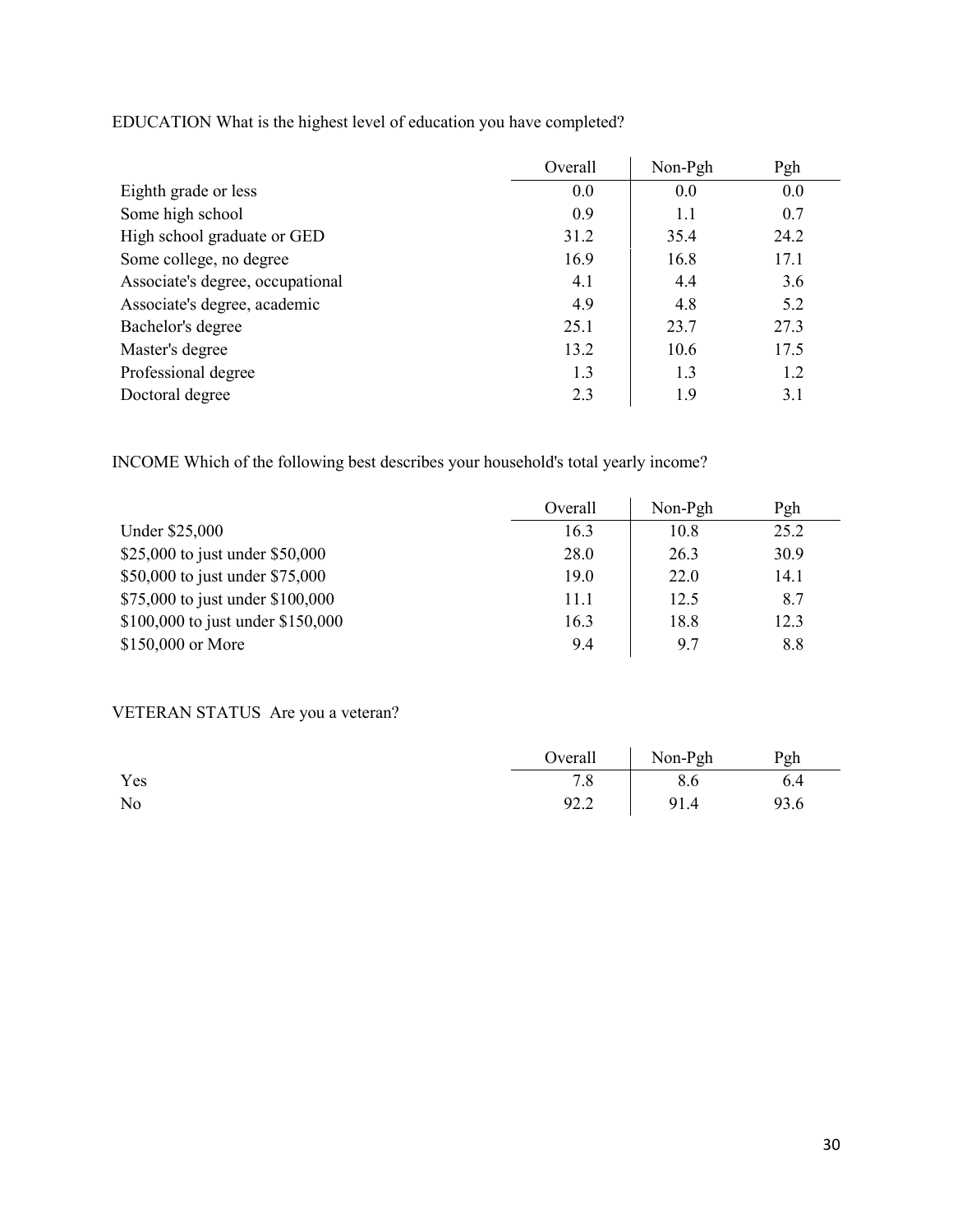EDUCATION What is the highest level of education you have completed?

| | Overall | Non-Pgh | Pgh |
|---|---|---|---|
| Eighth grade or less | 0.0 | 0.0 | 0.0 |
| Some high school | 0.9 | 1.1 | 0.7 |
| High school graduate or GED | 31.2 | 35.4 | 24.2 |
| Some college, no degree | 16.9 | 16.8 | 17.1 |
| Associate's degree, occupational | 4.1 | 4.4 | 3.6 |
| Associate's degree, academic | 4.9 | 4.8 | 5.2 |
| Bachelor's degree | 25.1 | 23.7 | 27.3 |
| Master's degree | 13.2 | 10.6 | 17.5 |
| Professional degree | 1.3 | 1.3 | 1.2 |
| Doctoral degree | 2.3 | 1.9 | 3.1 |

INCOME Which of the following best describes your household's total yearly income?

| | Overall | Non-Pgh | Pgh |
|---|---|---|---|
| Under $25,000 | 16.3 | 10.8 | 25.2 |
| $25,000 to just under $50,000 | 28.0 | 26.3 | 30.9 |
| $50,000 to just under $75,000 | 19.0 | 22.0 | 14.1 |
| $75,000 to just under $100,000 | 11.1 | 12.5 | 8.7 |
| $100,000 to just under $150,000 | 16.3 | 18.8 | 12.3 |
| $150,000 or More | 9.4 | 9.7 | 8.8 |

VETERAN STATUS Are you a veteran?

| | Overall | Non-Pgh | Pgh |
|---|---|---|---|
| Yes | 7.8 | 8.6 | 6.4 |
| No | 92.2 | 91.4 | 93.6 |